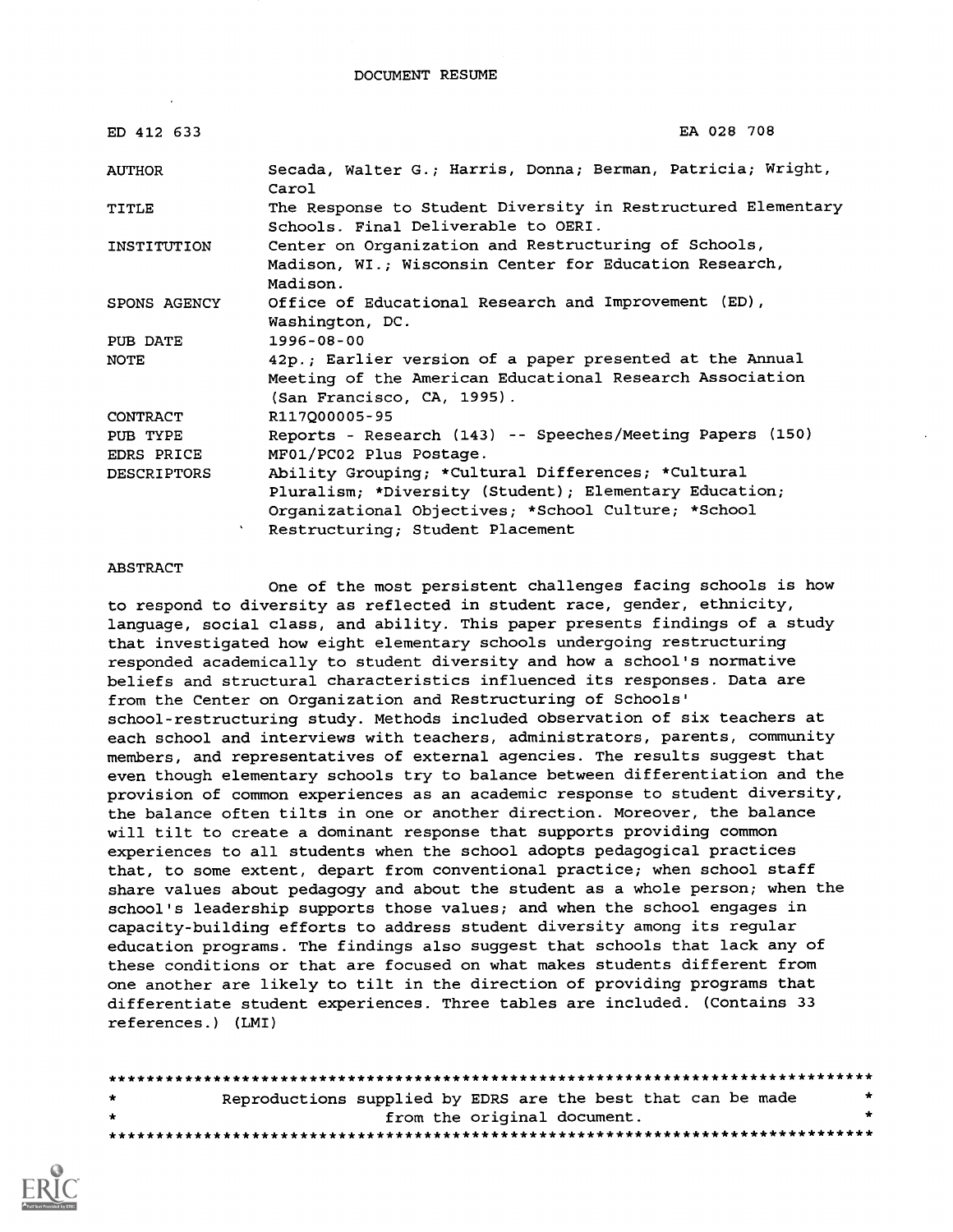DOCUMENT RESUME

| | |
|---|---|
| ED 412 633 | EA 028 708 |
| AUTHOR | Secada, Walter G.; Harris, Donna; Berman, Patricia; Wright, Carol |
| TITLE | The Response to Student Diversity in Restructured Elementary Schools. Final Deliverable to OERI. |
| INSTITUTION | Center on Organization and Restructuring of Schools, Madison, WI.; Wisconsin Center for Education Research, Madison. |
| SPONS AGENCY | Office of Educational Research and Improvement (ED), Washington, DC. |
| PUB DATE | 1996-08-00 |
| NOTE | 42p.; Earlier version of a paper presented at the Annual Meeting of the American Educational Research Association (San Francisco, CA, 1995). |
| CONTRACT | R117Q00005-95 |
| PUB TYPE | Reports - Research (143) -- Speeches/Meeting Papers (150) |
| EDRS PRICE | MF01/PC02 Plus Postage. |
| DESCRIPTORS | Ability Grouping; *Cultural Differences; *Cultural Pluralism; *Diversity (Student); Elementary Education; Organizational Objectives; *School Culture; *School Restructuring; Student Placement |

ABSTRACT

One of the most persistent challenges facing schools is how to respond to diversity as reflected in student race, gender, ethnicity, language, social class, and ability. This paper presents findings of a study that investigated how eight elementary schools undergoing restructuring responded academically to student diversity and how a school's normative beliefs and structural characteristics influenced its responses. Data are from the Center on Organization and Restructuring of Schools' school-restructuring study. Methods included observation of six teachers at each school and interviews with teachers, administrators, parents, community members, and representatives of external agencies. The results suggest that even though elementary schools try to balance between differentiation and the provision of common experiences as an academic response to student diversity, the balance often tilts in one or another direction. Moreover, the balance will tilt to create a dominant response that supports providing common experiences to all students when the school adopts pedagogical practices that, to some extent, depart from conventional practice; when school staff share values about pedagogy and about the student as a whole person; when the school's leadership supports those values; and when the school engages in capacity-building efforts to address student diversity among its regular education programs. The findings also suggest that schools that lack any of these conditions or that are focused on what makes students different from one another are likely to tilt in the direction of providing programs that differentiate student experiences. Three tables are included. (Contains 33 references.) (LMI)

********************************************************************************
* Reproductions supplied by EDRS are the best that can be made *
* from the original document. *
********************************************************************************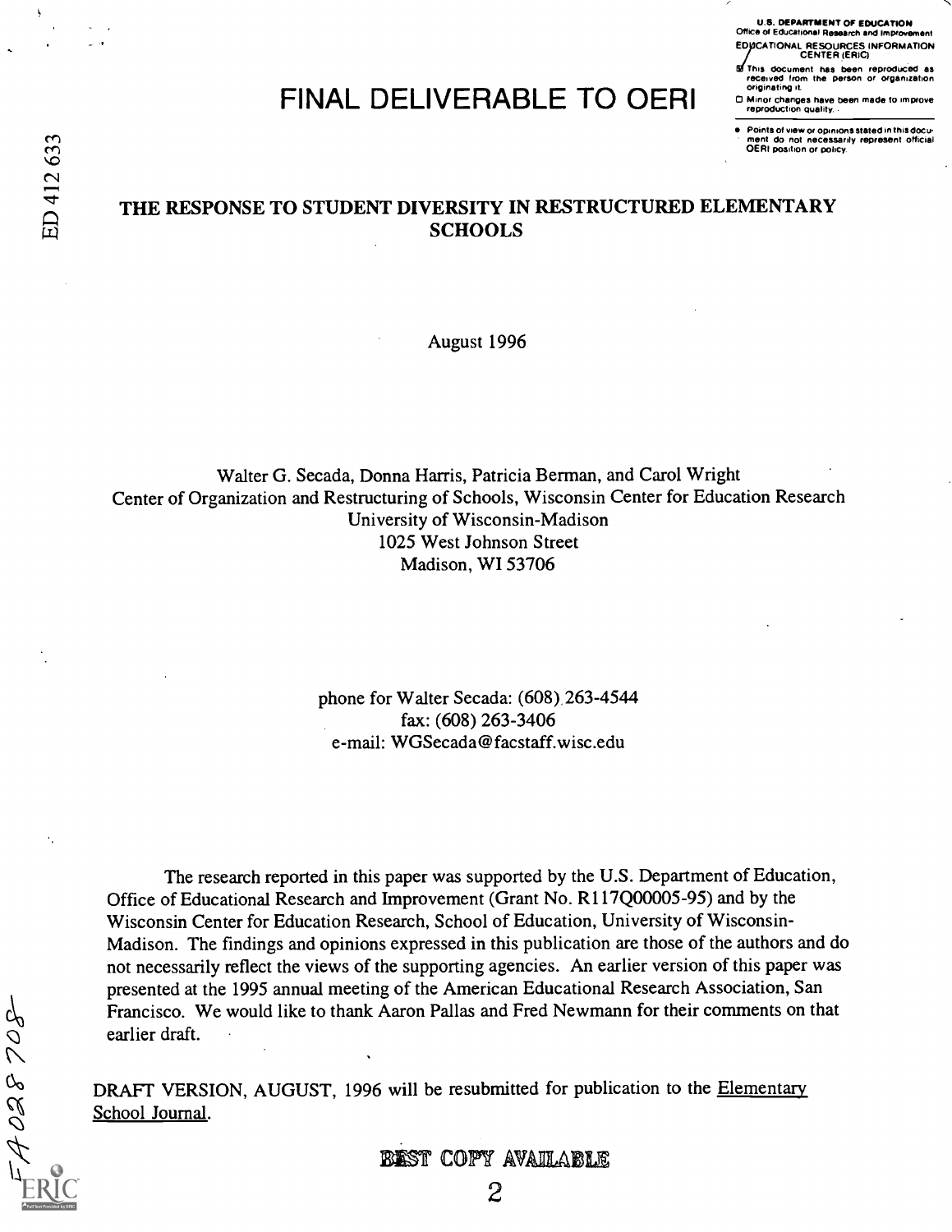# FINAL DELIVERABLE TO OERI

## THE RESPONSE TO STUDENT DIVERSITY IN RESTRUCTURED ELEMENTARY SCHOOLS

August 1996

Walter G. Secada, Donna Harris, Patricia Berman, and Carol Wright
Center of Organization and Restructuring of Schools, Wisconsin Center for Education Research
University of Wisconsin-Madison
1025 West Johnson Street
Madison, WI 53706

phone for Walter Secada: (608) 263-4544
fax: (608) 263-3406
e-mail: WGSecada@facstaff.wisc.edu

The research reported in this paper was supported by the U.S. Department of Education, Office of Educational Research and Improvement (Grant No. R117Q00005-95) and by the Wisconsin Center for Education Research, School of Education, University of Wisconsin-Madison. The findings and opinions expressed in this publication are those of the authors and do not necessarily reflect the views of the supporting agencies. An earlier version of this paper was presented at the 1995 annual meeting of the American Educational Research Association, San Francisco. We would like to thank Aaron Pallas and Fred Newmann for their comments on that earlier draft.

DRAFT VERSION, AUGUST, 1996 will be resubmitted for publication to the Elementary School Journal.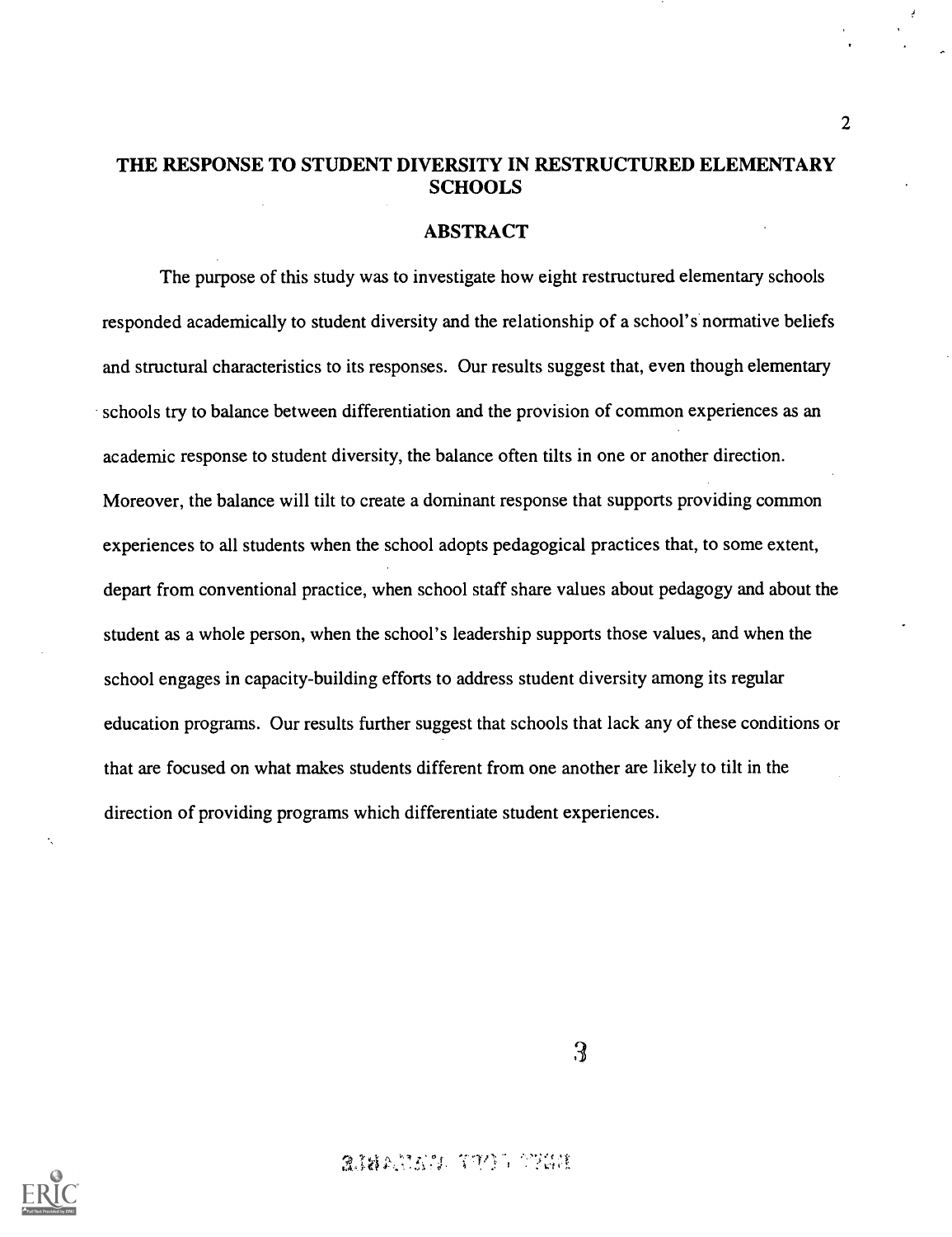# THE RESPONSE TO STUDENT DIVERSITY IN RESTRUCTURED ELEMENTARY SCHOOLS

## ABSTRACT

The purpose of this study was to investigate how eight restructured elementary schools responded academically to student diversity and the relationship of a school's normative beliefs and structural characteristics to its responses. Our results suggest that, even though elementary schools try to balance between differentiation and the provision of common experiences as an academic response to student diversity, the balance often tilts in one or another direction. Moreover, the balance will tilt to create a dominant response that supports providing common experiences to all students when the school adopts pedagogical practices that, to some extent, depart from conventional practice, when school staff share values about pedagogy and about the student as a whole person, when the school's leadership supports those values, and when the school engages in capacity-building efforts to address student diversity among its regular education programs. Our results further suggest that schools that lack any of these conditions or that are focused on what makes students different from one another are likely to tilt in the direction of providing programs which differentiate student experiences.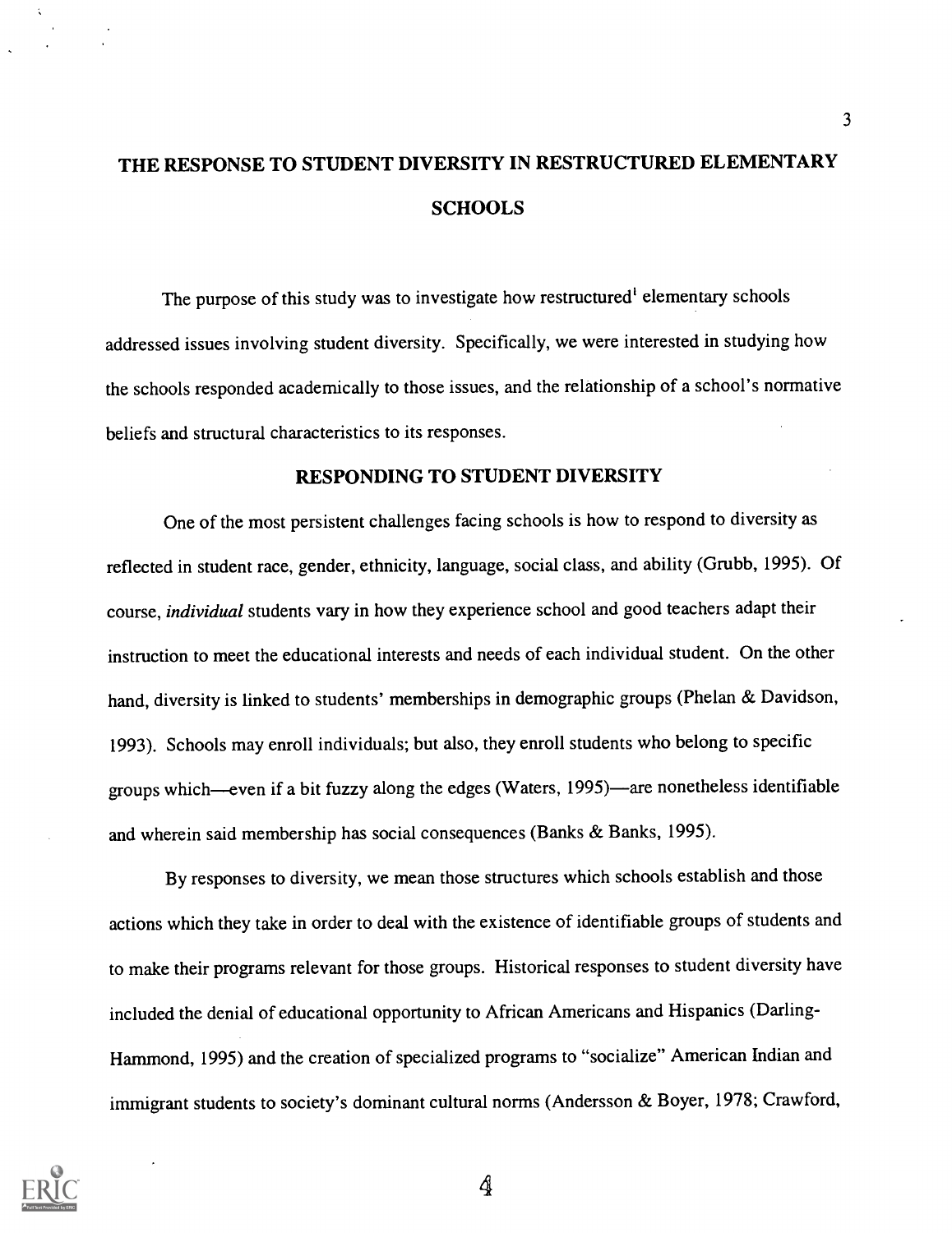# THE RESPONSE TO STUDENT DIVERSITY IN RESTRUCTURED ELEMENTARY SCHOOLS

The purpose of this study was to investigate how restructured[1] elementary schools addressed issues involving student diversity. Specifically, we were interested in studying how the schools responded academically to those issues, and the relationship of a school's normative beliefs and structural characteristics to its responses.

## RESPONDING TO STUDENT DIVERSITY

One of the most persistent challenges facing schools is how to respond to diversity as reflected in student race, gender, ethnicity, language, social class, and ability (Grubb, 1995). Of course, *individual* students vary in how they experience school and good teachers adapt their instruction to meet the educational interests and needs of each individual student. On the other hand, diversity is linked to students' memberships in demographic groups (Phelan & Davidson, 1993). Schools may enroll individuals; but also, they enroll students who belong to specific groups which—even if a bit fuzzy along the edges (Waters, 1995)—are nonetheless identifiable and wherein said membership has social consequences (Banks & Banks, 1995).

By responses to diversity, we mean those structures which schools establish and those actions which they take in order to deal with the existence of identifiable groups of students and to make their programs relevant for those groups. Historical responses to student diversity have included the denial of educational opportunity to African Americans and Hispanics (Darling-Hammond, 1995) and the creation of specialized programs to "socialize" American Indian and immigrant students to society's dominant cultural norms (Andersson & Boyer, 1978; Crawford,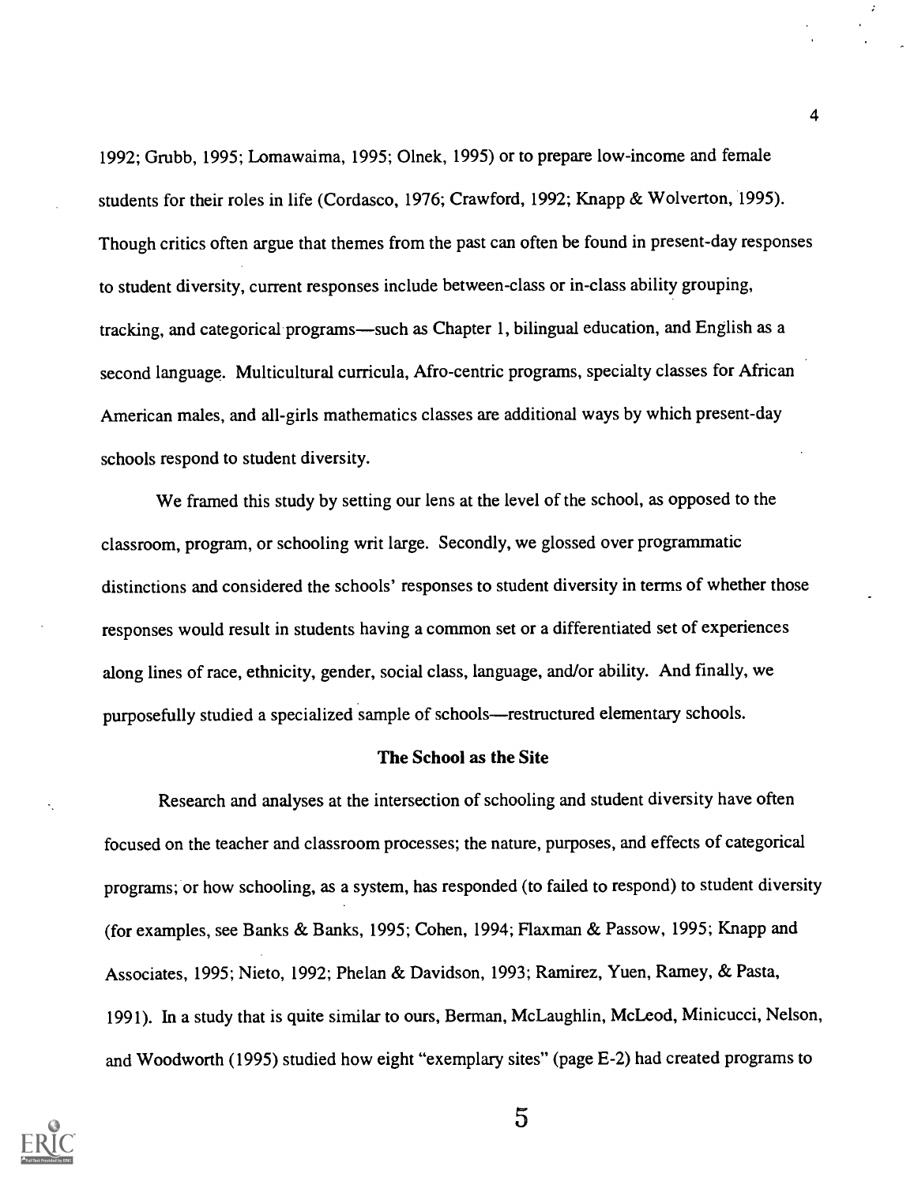1992; Grubb, 1995; Lomawaima, 1995; Olnek, 1995) or to prepare low-income and female students for their roles in life (Cordasco, 1976; Crawford, 1992; Knapp & Wolverton, 1995). Though critics often argue that themes from the past can often be found in present-day responses to student diversity, current responses include between-class or in-class ability grouping, tracking, and categorical programs—such as Chapter 1, bilingual education, and English as a second language. Multicultural curricula, Afro-centric programs, specialty classes for African American males, and all-girls mathematics classes are additional ways by which present-day schools respond to student diversity.

We framed this study by setting our lens at the level of the school, as opposed to the classroom, program, or schooling writ large. Secondly, we glossed over programmatic distinctions and considered the schools' responses to student diversity in terms of whether those responses would result in students having a common set or a differentiated set of experiences along lines of race, ethnicity, gender, social class, language, and/or ability. And finally, we purposefully studied a specialized sample of schools—restructured elementary schools.

### The School as the Site

Research and analyses at the intersection of schooling and student diversity have often focused on the teacher and classroom processes; the nature, purposes, and effects of categorical programs; or how schooling, as a system, has responded (to failed to respond) to student diversity (for examples, see Banks & Banks, 1995; Cohen, 1994; Flaxman & Passow, 1995; Knapp and Associates, 1995; Nieto, 1992; Phelan & Davidson, 1993; Ramirez, Yuen, Ramey, & Pasta, 1991). In a study that is quite similar to ours, Berman, McLaughlin, McLeod, Minicucci, Nelson, and Woodworth (1995) studied how eight "exemplary sites" (page E-2) had created programs to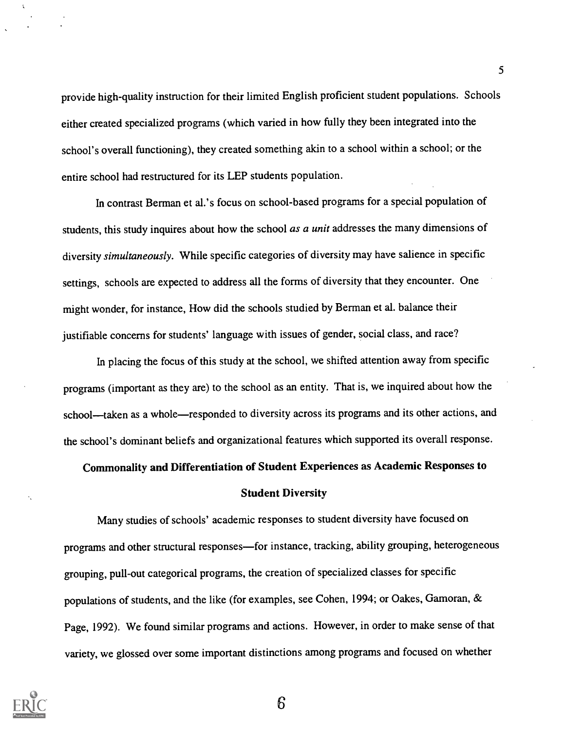provide high-quality instruction for their limited English proficient student populations. Schools either created specialized programs (which varied in how fully they been integrated into the school's overall functioning), they created something akin to a school within a school; or the entire school had restructured for its LEP students population.

In contrast Berman et al.'s focus on school-based programs for a special population of students, this study inquires about how the school *as a unit* addresses the many dimensions of diversity *simultaneously*. While specific categories of diversity may have salience in specific settings, schools are expected to address all the forms of diversity that they encounter. One might wonder, for instance, How did the schools studied by Berman et al. balance their justifiable concerns for students' language with issues of gender, social class, and race?

In placing the focus of this study at the school, we shifted attention away from specific programs (important as they are) to the school as an entity. That is, we inquired about how the school—taken as a whole—responded to diversity across its programs and its other actions, and the school's dominant beliefs and organizational features which supported its overall response.

## Commonality and Differentiation of Student Experiences as Academic Responses to Student Diversity

Many studies of schools' academic responses to student diversity have focused on programs and other structural responses—for instance, tracking, ability grouping, heterogeneous grouping, pull-out categorical programs, the creation of specialized classes for specific populations of students, and the like (for examples, see Cohen, 1994; or Oakes, Gamoran, & Page, 1992). We found similar programs and actions. However, in order to make sense of that variety, we glossed over some important distinctions among programs and focused on whether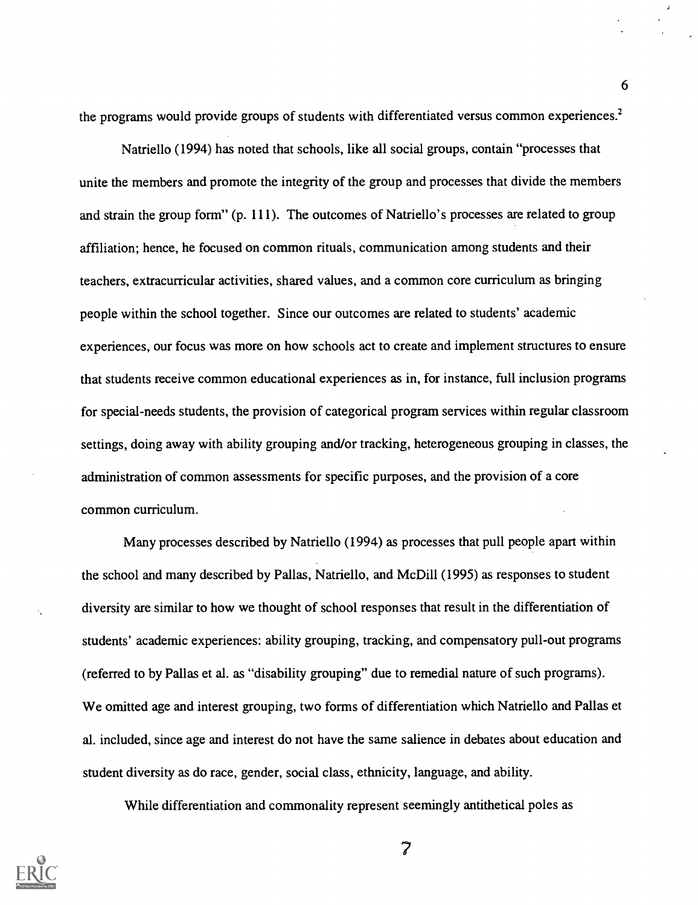the programs would provide groups of students with differentiated versus common experiences.[2]

Natriello (1994) has noted that schools, like all social groups, contain "processes that unite the members and promote the integrity of the group and processes that divide the members and strain the group form" (p. 111). The outcomes of Natriello's processes are related to group affiliation; hence, he focused on common rituals, communication among students and their teachers, extracurricular activities, shared values, and a common core curriculum as bringing people within the school together. Since our outcomes are related to students' academic experiences, our focus was more on how schools act to create and implement structures to ensure that students receive common educational experiences as in, for instance, full inclusion programs for special-needs students, the provision of categorical program services within regular classroom settings, doing away with ability grouping and/or tracking, heterogeneous grouping in classes, the administration of common assessments for specific purposes, and the provision of a core common curriculum.

Many processes described by Natriello (1994) as processes that pull people apart within the school and many described by Pallas, Natriello, and McDill (1995) as responses to student diversity are similar to how we thought of school responses that result in the differentiation of students' academic experiences: ability grouping, tracking, and compensatory pull-out programs (referred to by Pallas et al. as "disability grouping" due to remedial nature of such programs). We omitted age and interest grouping, two forms of differentiation which Natriello and Pallas et al. included, since age and interest do not have the same salience in debates about education and student diversity as do race, gender, social class, ethnicity, language, and ability.

While differentiation and commonality represent seemingly antithetical poles as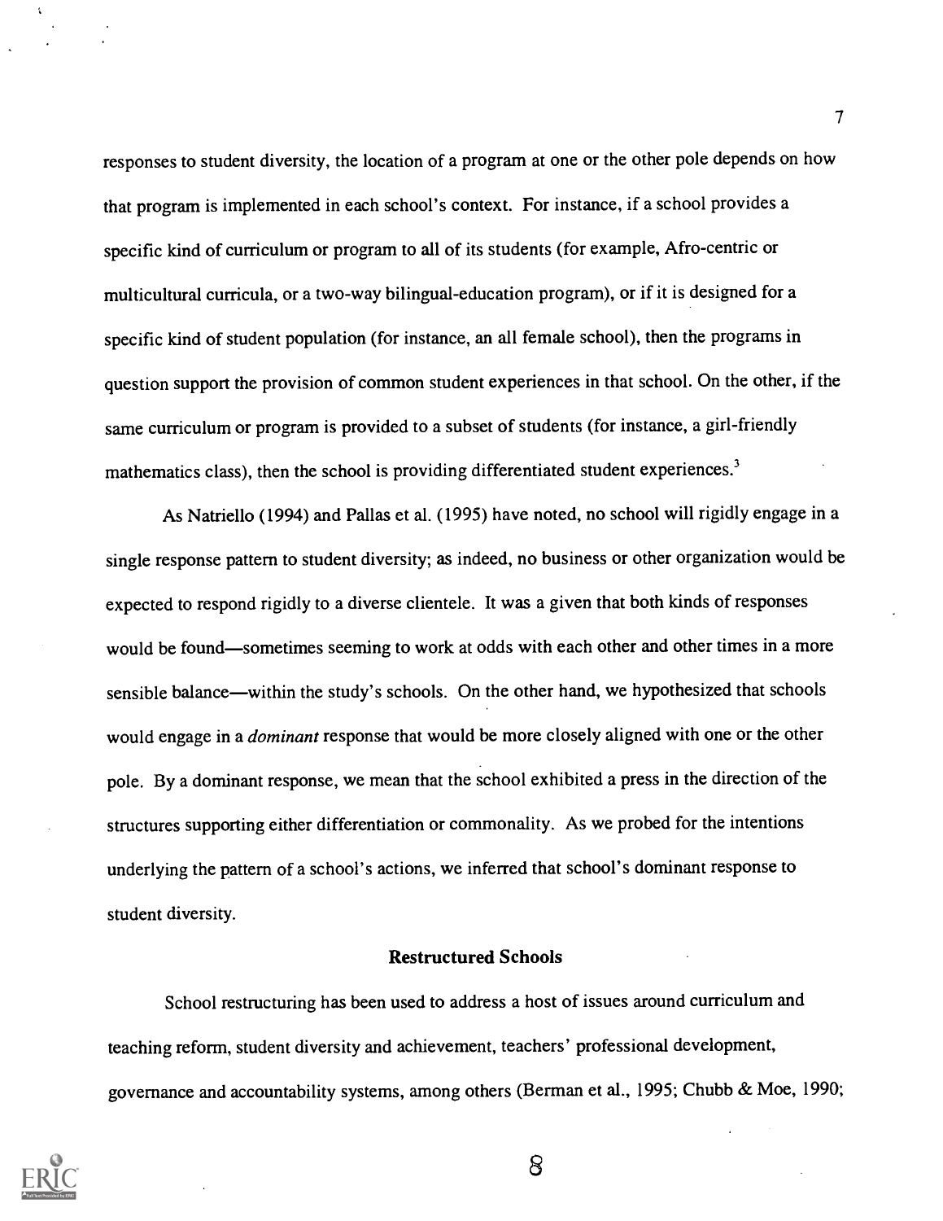responses to student diversity, the location of a program at one or the other pole depends on how that program is implemented in each school's context. For instance, if a school provides a specific kind of curriculum or program to all of its students (for example, Afro-centric or multicultural curricula, or a two-way bilingual-education program), or if it is designed for a specific kind of student population (for instance, an all female school), then the programs in question support the provision of common student experiences in that school. On the other, if the same curriculum or program is provided to a subset of students (for instance, a girl-friendly mathematics class), then the school is providing differentiated student experiences.[3]

As Natriello (1994) and Pallas et al. (1995) have noted, no school will rigidly engage in a single response pattern to student diversity; as indeed, no business or other organization would be expected to respond rigidly to a diverse clientele. It was a given that both kinds of responses would be found—sometimes seeming to work at odds with each other and other times in a more sensible balance—within the study's schools. On the other hand, we hypothesized that schools would engage in a *dominant* response that would be more closely aligned with one or the other pole. By a dominant response, we mean that the school exhibited a press in the direction of the structures supporting either differentiation or commonality. As we probed for the intentions underlying the pattern of a school's actions, we inferred that school's dominant response to student diversity.

## Restructured Schools

School restructuring has been used to address a host of issues around curriculum and teaching reform, student diversity and achievement, teachers' professional development, governance and accountability systems, among others (Berman et al., 1995; Chubb & Moe, 1990;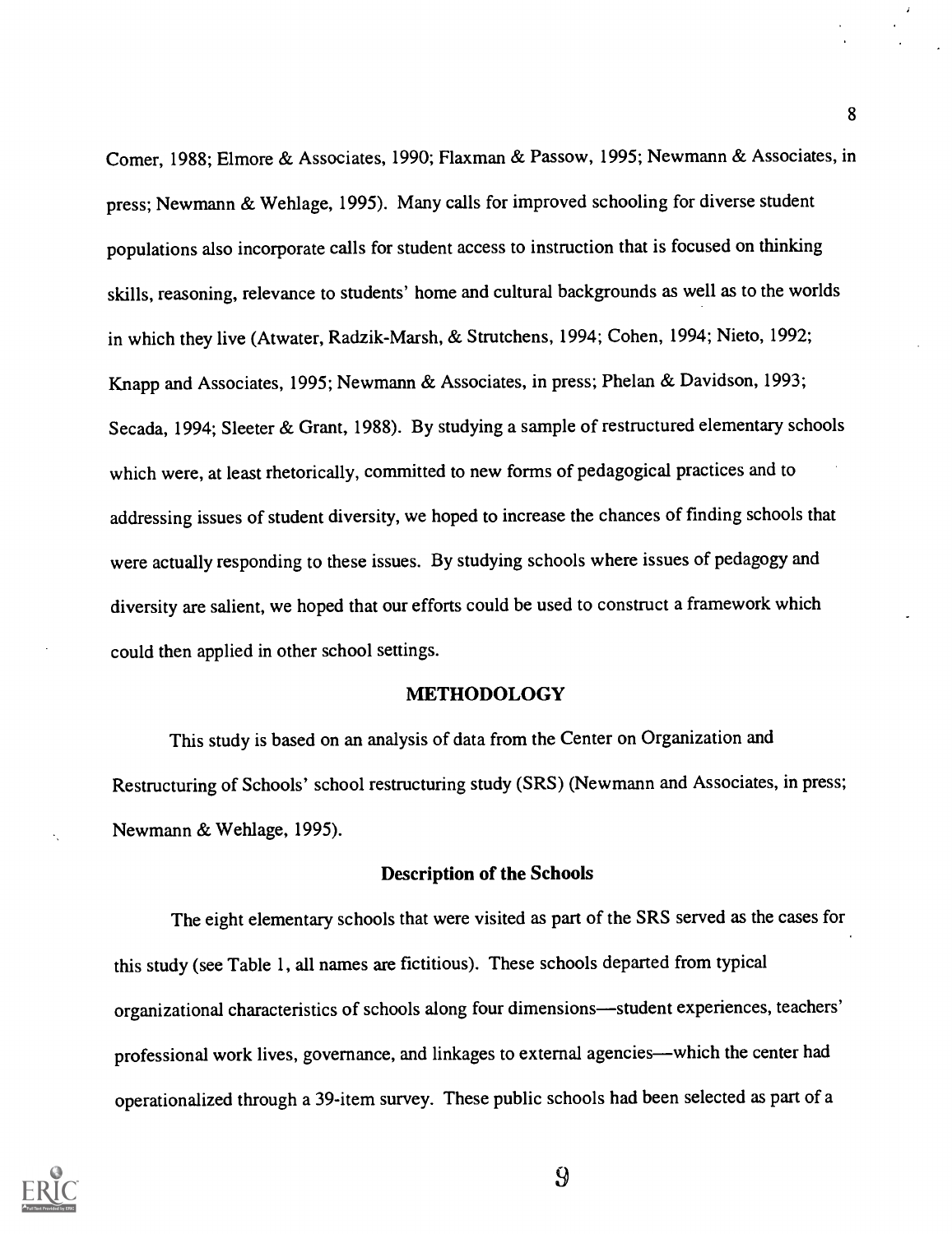Comer, 1988; Elmore & Associates, 1990; Flaxman & Passow, 1995; Newmann & Associates, in press; Newmann & Wehlage, 1995). Many calls for improved schooling for diverse student populations also incorporate calls for student access to instruction that is focused on thinking skills, reasoning, relevance to students' home and cultural backgrounds as well as to the worlds in which they live (Atwater, Radzik-Marsh, & Strutchens, 1994; Cohen, 1994; Nieto, 1992; Knapp and Associates, 1995; Newmann & Associates, in press; Phelan & Davidson, 1993; Secada, 1994; Sleeter & Grant, 1988). By studying a sample of restructured elementary schools which were, at least rhetorically, committed to new forms of pedagogical practices and to addressing issues of student diversity, we hoped to increase the chances of finding schools that were actually responding to these issues. By studying schools where issues of pedagogy and diversity are salient, we hoped that our efforts could be used to construct a framework which could then applied in other school settings.

## METHODOLOGY

This study is based on an analysis of data from the Center on Organization and Restructuring of Schools' school restructuring study (SRS) (Newmann and Associates, in press; Newmann & Wehlage, 1995).

### Description of the Schools

The eight elementary schools that were visited as part of the SRS served as the cases for this study (see Table 1, all names are fictitious). These schools departed from typical organizational characteristics of schools along four dimensions—student experiences, teachers' professional work lives, governance, and linkages to external agencies—which the center had operationalized through a 39-item survey. These public schools had been selected as part of a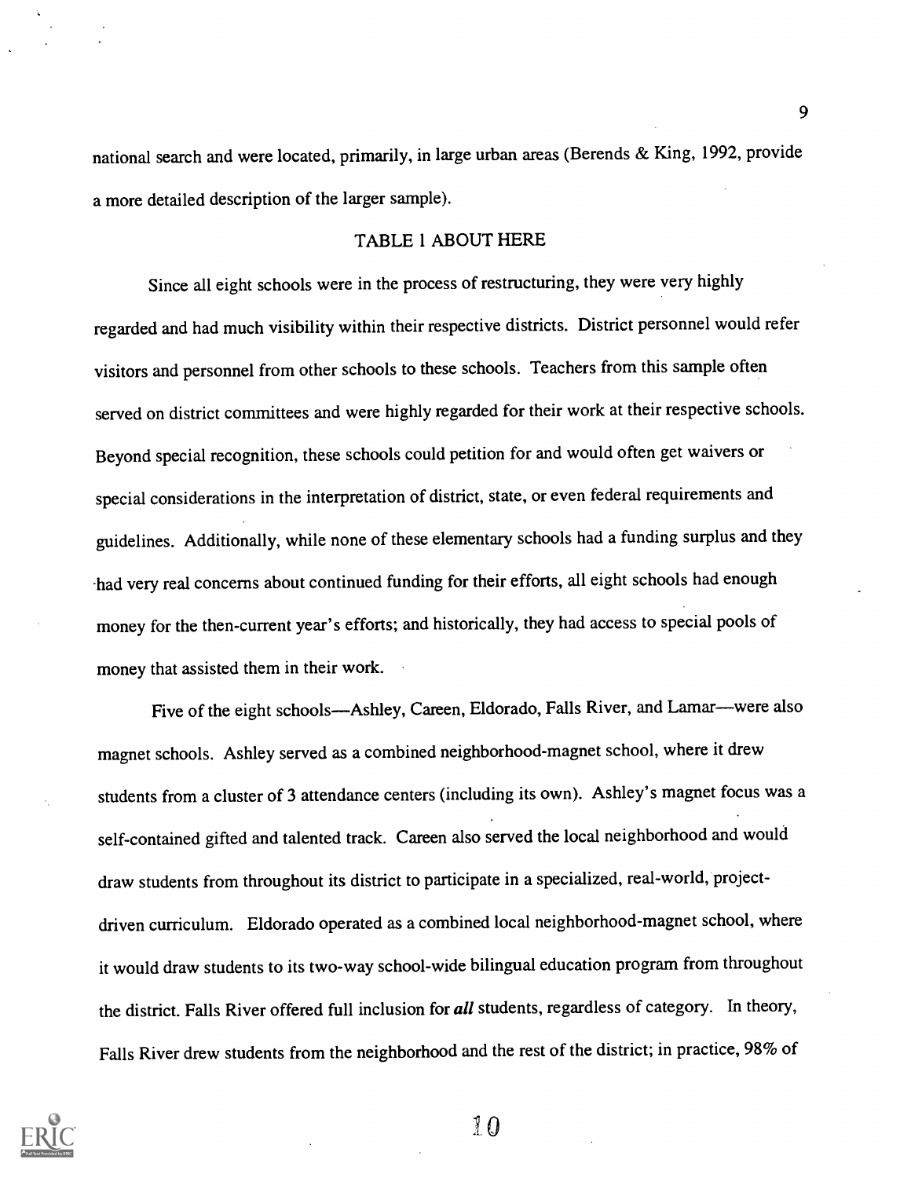national search and were located, primarily, in large urban areas (Berends & King, 1992, provide a more detailed description of the larger sample).

TABLE 1 ABOUT HERE

Since all eight schools were in the process of restructuring, they were very highly regarded and had much visibility within their respective districts. District personnel would refer visitors and personnel from other schools to these schools. Teachers from this sample often served on district committees and were highly regarded for their work at their respective schools. Beyond special recognition, these schools could petition for and would often get waivers or special considerations in the interpretation of district, state, or even federal requirements and guidelines. Additionally, while none of these elementary schools had a funding surplus and they had very real concerns about continued funding for their efforts, all eight schools had enough money for the then-current year's efforts; and historically, they had access to special pools of money that assisted them in their work.

Five of the eight schools—Ashley, Careen, Eldorado, Falls River, and Lamar—were also magnet schools. Ashley served as a combined neighborhood-magnet school, where it drew students from a cluster of 3 attendance centers (including its own). Ashley's magnet focus was a self-contained gifted and talented track. Careen also served the local neighborhood and would draw students from throughout its district to participate in a specialized, real-world, project-driven curriculum. Eldorado operated as a combined local neighborhood-magnet school, where it would draw students to its two-way school-wide bilingual education program from throughout the district. Falls River offered full inclusion for ***all*** students, regardless of category. In theory, Falls River drew students from the neighborhood and the rest of the district; in practice, 98% of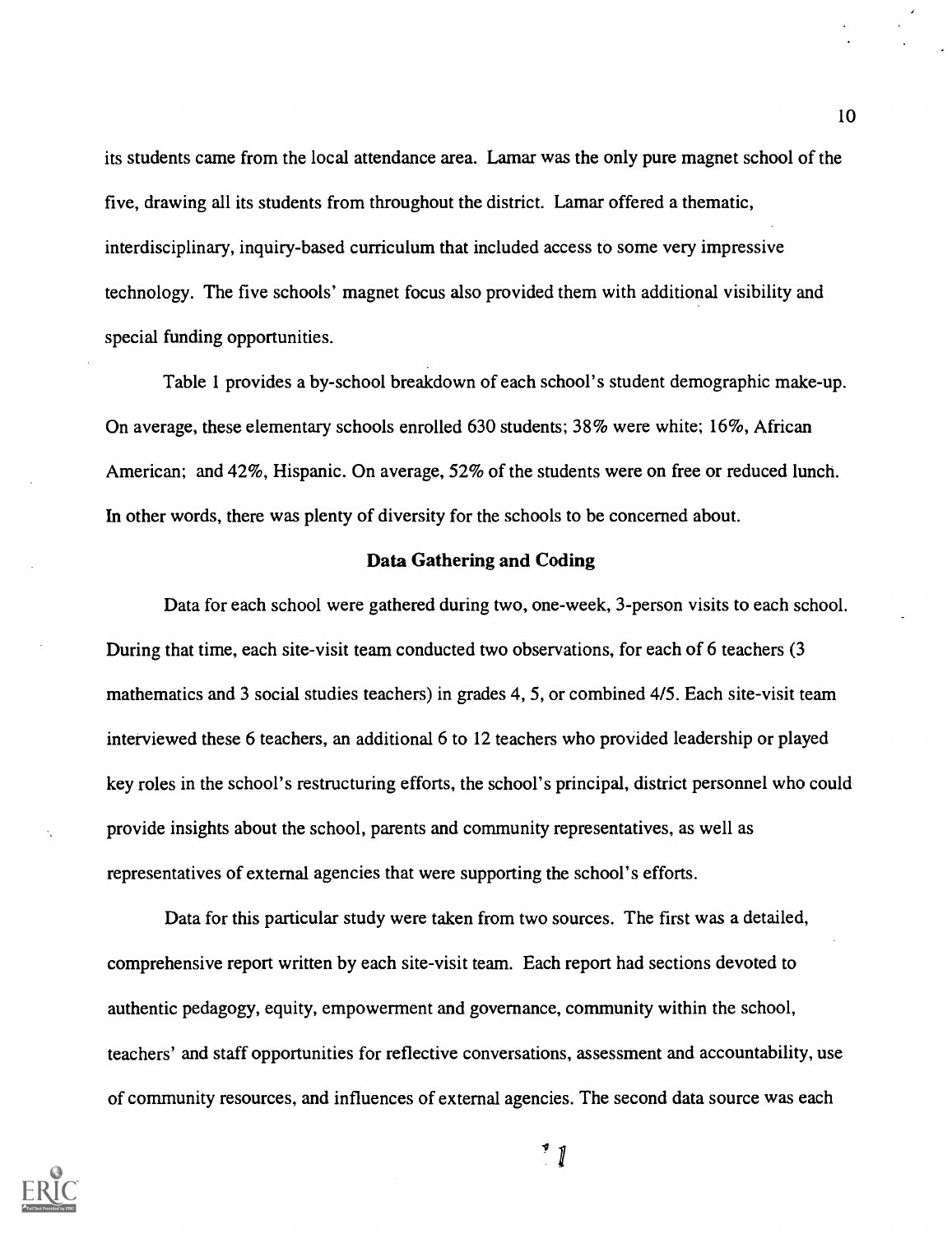its students came from the local attendance area. Lamar was the only pure magnet school of the five, drawing all its students from throughout the district. Lamar offered a thematic, interdisciplinary, inquiry-based curriculum that included access to some very impressive technology. The five schools' magnet focus also provided them with additional visibility and special funding opportunities.

Table 1 provides a by-school breakdown of each school's student demographic make-up. On average, these elementary schools enrolled 630 students; 38% were white; 16%, African American; and 42%, Hispanic. On average, 52% of the students were on free or reduced lunch. In other words, there was plenty of diversity for the schools to be concerned about.

### Data Gathering and Coding

Data for each school were gathered during two, one-week, 3-person visits to each school. During that time, each site-visit team conducted two observations, for each of 6 teachers (3 mathematics and 3 social studies teachers) in grades 4, 5, or combined 4/5. Each site-visit team interviewed these 6 teachers, an additional 6 to 12 teachers who provided leadership or played key roles in the school's restructuring efforts, the school's principal, district personnel who could provide insights about the school, parents and community representatives, as well as representatives of external agencies that were supporting the school's efforts.

Data for this particular study were taken from two sources. The first was a detailed, comprehensive report written by each site-visit team. Each report had sections devoted to authentic pedagogy, equity, empowerment and governance, community within the school, teachers' and staff opportunities for reflective conversations, assessment and accountability, use of community resources, and influences of external agencies. The second data source was each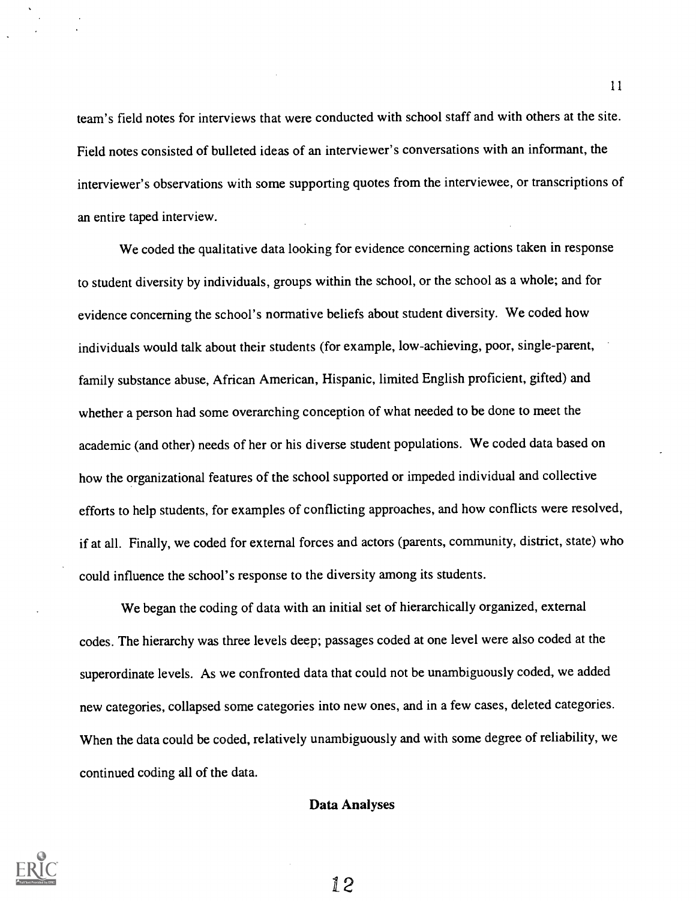team's field notes for interviews that were conducted with school staff and with others at the site. Field notes consisted of bulleted ideas of an interviewer's conversations with an informant, the interviewer's observations with some supporting quotes from the interviewee, or transcriptions of an entire taped interview.

We coded the qualitative data looking for evidence concerning actions taken in response to student diversity by individuals, groups within the school, or the school as a whole; and for evidence concerning the school's normative beliefs about student diversity. We coded how individuals would talk about their students (for example, low-achieving, poor, single-parent, family substance abuse, African American, Hispanic, limited English proficient, gifted) and whether a person had some overarching conception of what needed to be done to meet the academic (and other) needs of her or his diverse student populations. We coded data based on how the organizational features of the school supported or impeded individual and collective efforts to help students, for examples of conflicting approaches, and how conflicts were resolved, if at all. Finally, we coded for external forces and actors (parents, community, district, state) who could influence the school's response to the diversity among its students.

We began the coding of data with an initial set of hierarchically organized, external codes. The hierarchy was three levels deep; passages coded at one level were also coded at the superordinate levels. As we confronted data that could not be unambiguously coded, we added new categories, collapsed some categories into new ones, and in a few cases, deleted categories. When the data could be coded, relatively unambiguously and with some degree of reliability, we continued coding all of the data.

## Data Analyses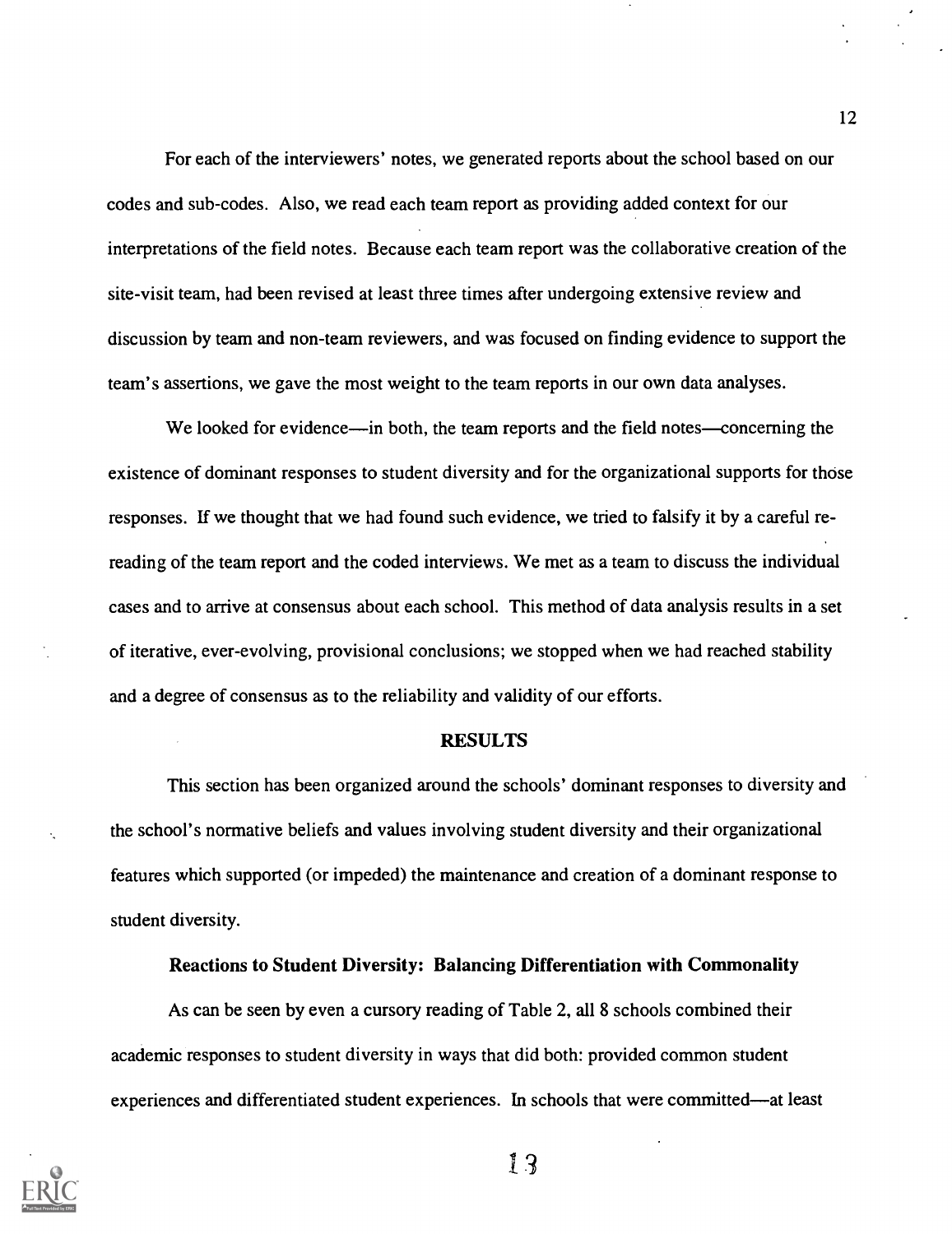For each of the interviewers' notes, we generated reports about the school based on our codes and sub-codes. Also, we read each team report as providing added context for our interpretations of the field notes. Because each team report was the collaborative creation of the site-visit team, had been revised at least three times after undergoing extensive review and discussion by team and non-team reviewers, and was focused on finding evidence to support the team's assertions, we gave the most weight to the team reports in our own data analyses.

We looked for evidence—in both, the team reports and the field notes—concerning the existence of dominant responses to student diversity and for the organizational supports for those responses. If we thought that we had found such evidence, we tried to falsify it by a careful re-reading of the team report and the coded interviews. We met as a team to discuss the individual cases and to arrive at consensus about each school. This method of data analysis results in a set of iterative, ever-evolving, provisional conclusions; we stopped when we had reached stability and a degree of consensus as to the reliability and validity of our efforts.

## RESULTS

This section has been organized around the schools' dominant responses to diversity and the school's normative beliefs and values involving student diversity and their organizational features which supported (or impeded) the maintenance and creation of a dominant response to student diversity.

### Reactions to Student Diversity: Balancing Differentiation with Commonality

As can be seen by even a cursory reading of Table 2, all 8 schools combined their academic responses to student diversity in ways that did both: provided common student experiences and differentiated student experiences. In schools that were committed—at least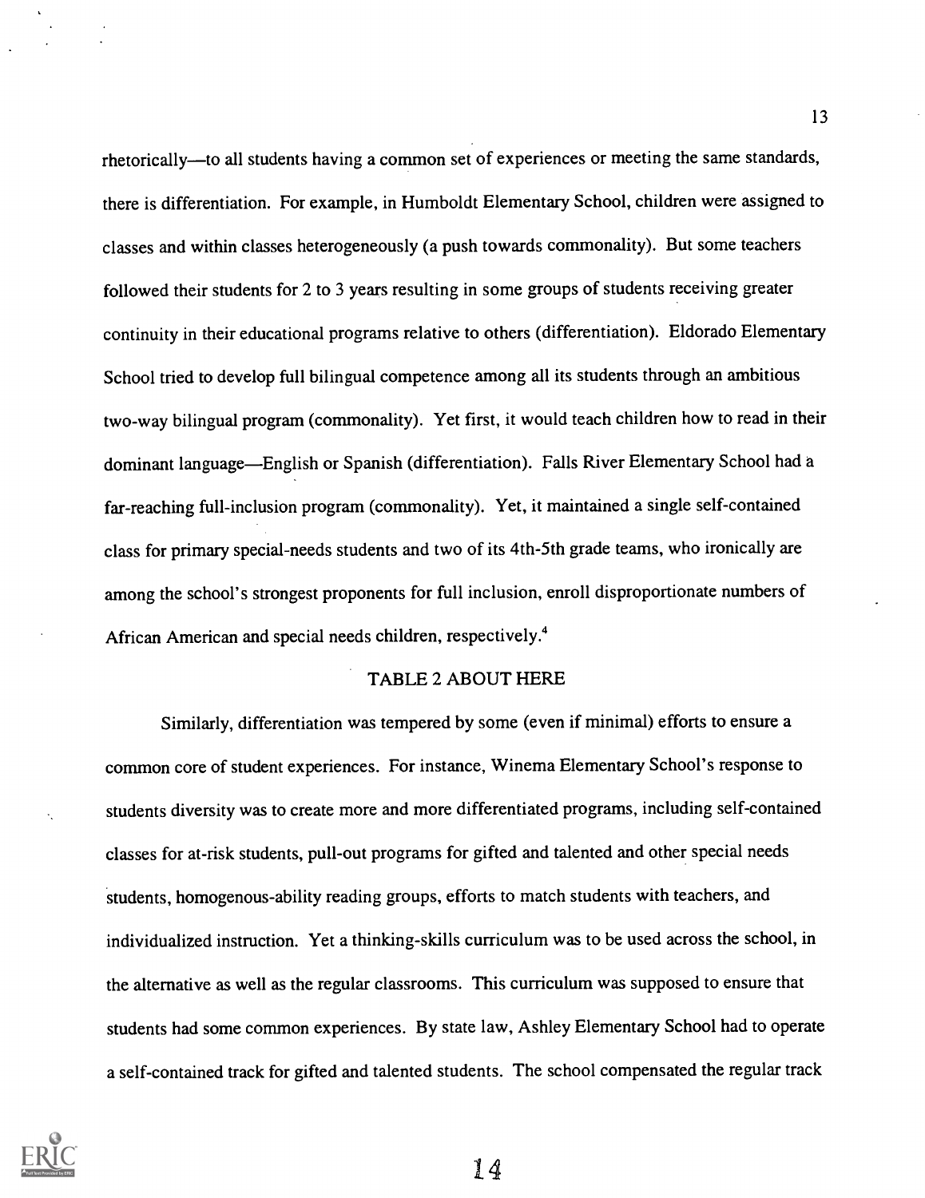rhetorically—to all students having a common set of experiences or meeting the same standards, there is differentiation. For example, in Humboldt Elementary School, children were assigned to classes and within classes heterogeneously (a push towards commonality). But some teachers followed their students for 2 to 3 years resulting in some groups of students receiving greater continuity in their educational programs relative to others (differentiation). Eldorado Elementary School tried to develop full bilingual competence among all its students through an ambitious two-way bilingual program (commonality). Yet first, it would teach children how to read in their dominant language—English or Spanish (differentiation). Falls River Elementary School had a far-reaching full-inclusion program (commonality). Yet, it maintained a single self-contained class for primary special-needs students and two of its 4th-5th grade teams, who ironically are among the school's strongest proponents for full inclusion, enroll disproportionate numbers of African American and special needs children, respectively.[4]

TABLE 2 ABOUT HERE

Similarly, differentiation was tempered by some (even if minimal) efforts to ensure a common core of student experiences. For instance, Winema Elementary School's response to students diversity was to create more and more differentiated programs, including self-contained classes for at-risk students, pull-out programs for gifted and talented and other special needs students, homogenous-ability reading groups, efforts to match students with teachers, and individualized instruction. Yet a thinking-skills curriculum was to be used across the school, in the alternative as well as the regular classrooms. This curriculum was supposed to ensure that students had some common experiences. By state law, Ashley Elementary School had to operate a self-contained track for gifted and talented students. The school compensated the regular track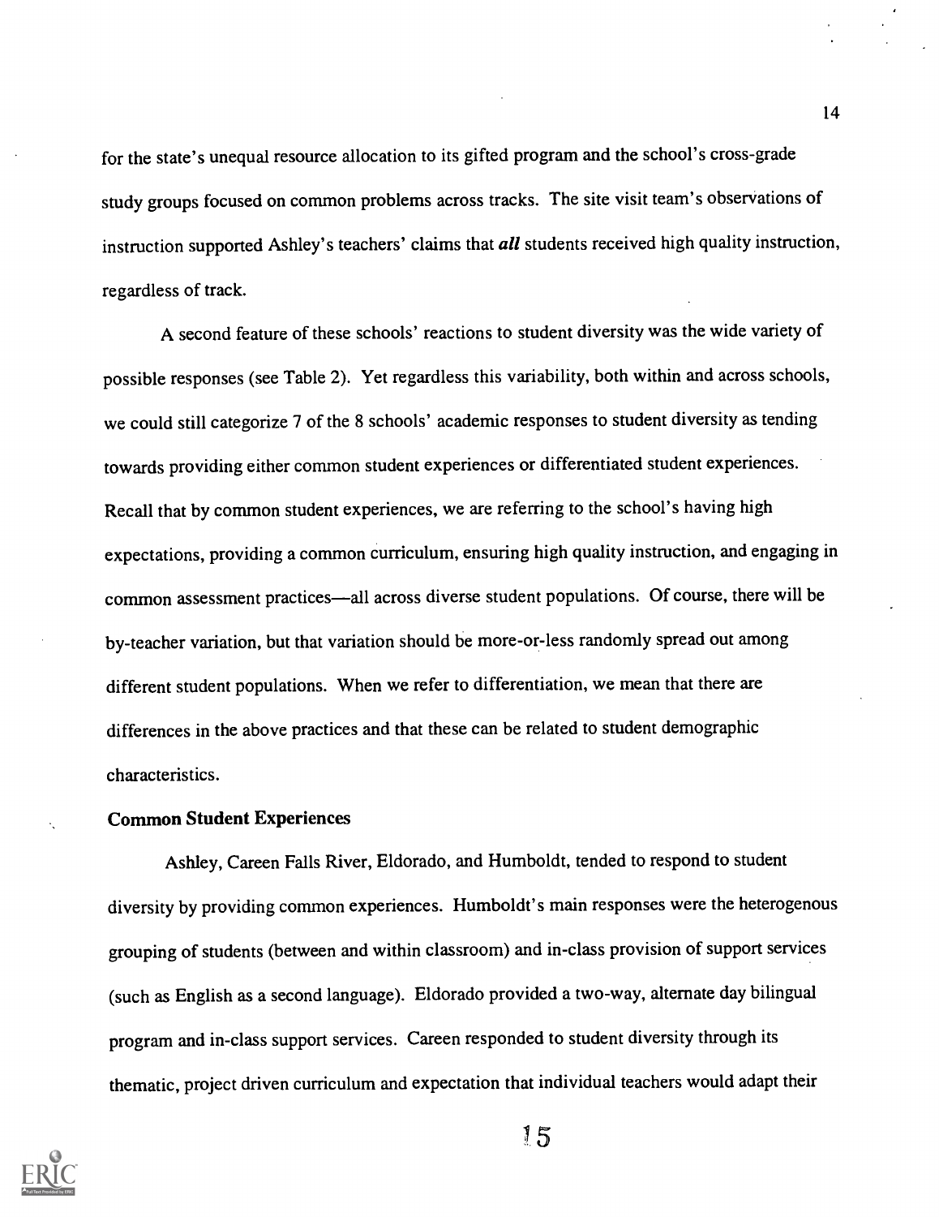for the state's unequal resource allocation to its gifted program and the school's cross-grade study groups focused on common problems across tracks. The site visit team's observations of instruction supported Ashley's teachers' claims that ***all*** students received high quality instruction, regardless of track.

A second feature of these schools' reactions to student diversity was the wide variety of possible responses (see Table 2). Yet regardless this variability, both within and across schools, we could still categorize 7 of the 8 schools' academic responses to student diversity as tending towards providing either common student experiences or differentiated student experiences. Recall that by common student experiences, we are referring to the school's having high expectations, providing a common curriculum, ensuring high quality instruction, and engaging in common assessment practices—all across diverse student populations. Of course, there will be by-teacher variation, but that variation should be more-or-less randomly spread out among different student populations. When we refer to differentiation, we mean that there are differences in the above practices and that these can be related to student demographic characteristics.

**Common Student Experiences**

Ashley, Careen Falls River, Eldorado, and Humboldt, tended to respond to student diversity by providing common experiences. Humboldt's main responses were the heterogenous grouping of students (between and within classroom) and in-class provision of support services (such as English as a second language). Eldorado provided a two-way, alternate day bilingual program and in-class support services. Careen responded to student diversity through its thematic, project driven curriculum and expectation that individual teachers would adapt their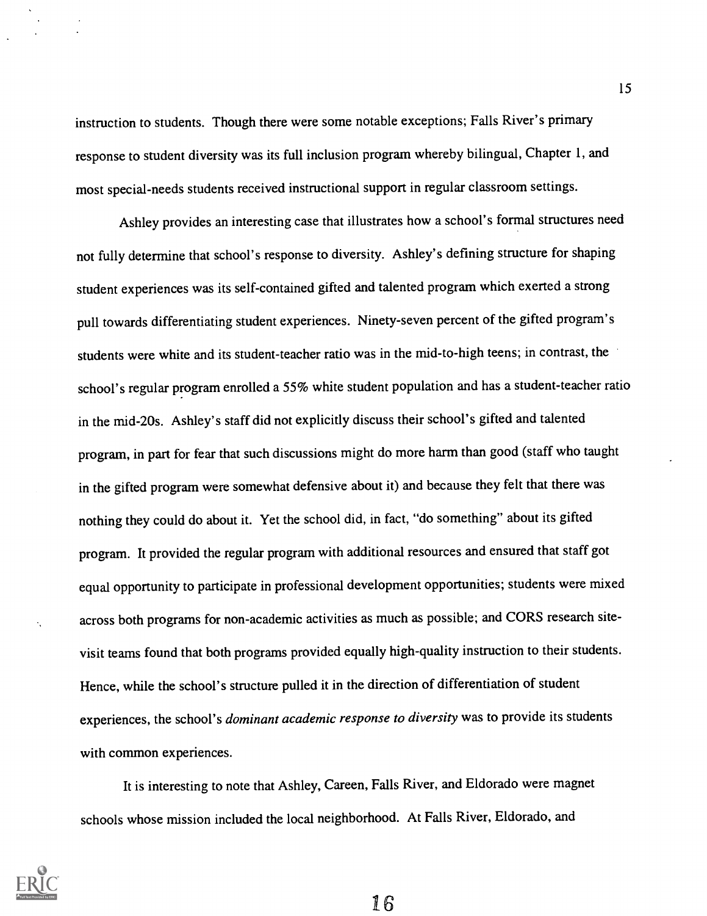instruction to students. Though there were some notable exceptions; Falls River's primary response to student diversity was its full inclusion program whereby bilingual, Chapter 1, and most special-needs students received instructional support in regular classroom settings.

Ashley provides an interesting case that illustrates how a school's formal structures need not fully determine that school's response to diversity. Ashley's defining structure for shaping student experiences was its self-contained gifted and talented program which exerted a strong pull towards differentiating student experiences. Ninety-seven percent of the gifted program's students were white and its student-teacher ratio was in the mid-to-high teens; in contrast, the school's regular program enrolled a 55% white student population and has a student-teacher ratio in the mid-20s. Ashley's staff did not explicitly discuss their school's gifted and talented program, in part for fear that such discussions might do more harm than good (staff who taught in the gifted program were somewhat defensive about it) and because they felt that there was nothing they could do about it. Yet the school did, in fact, "do something" about its gifted program. It provided the regular program with additional resources and ensured that staff got equal opportunity to participate in professional development opportunities; students were mixed across both programs for non-academic activities as much as possible; and CORS research site-visit teams found that both programs provided equally high-quality instruction to their students. Hence, while the school's structure pulled it in the direction of differentiation of student experiences, the school's *dominant academic response to diversity* was to provide its students with common experiences.

It is interesting to note that Ashley, Careen, Falls River, and Eldorado were magnet schools whose mission included the local neighborhood. At Falls River, Eldorado, and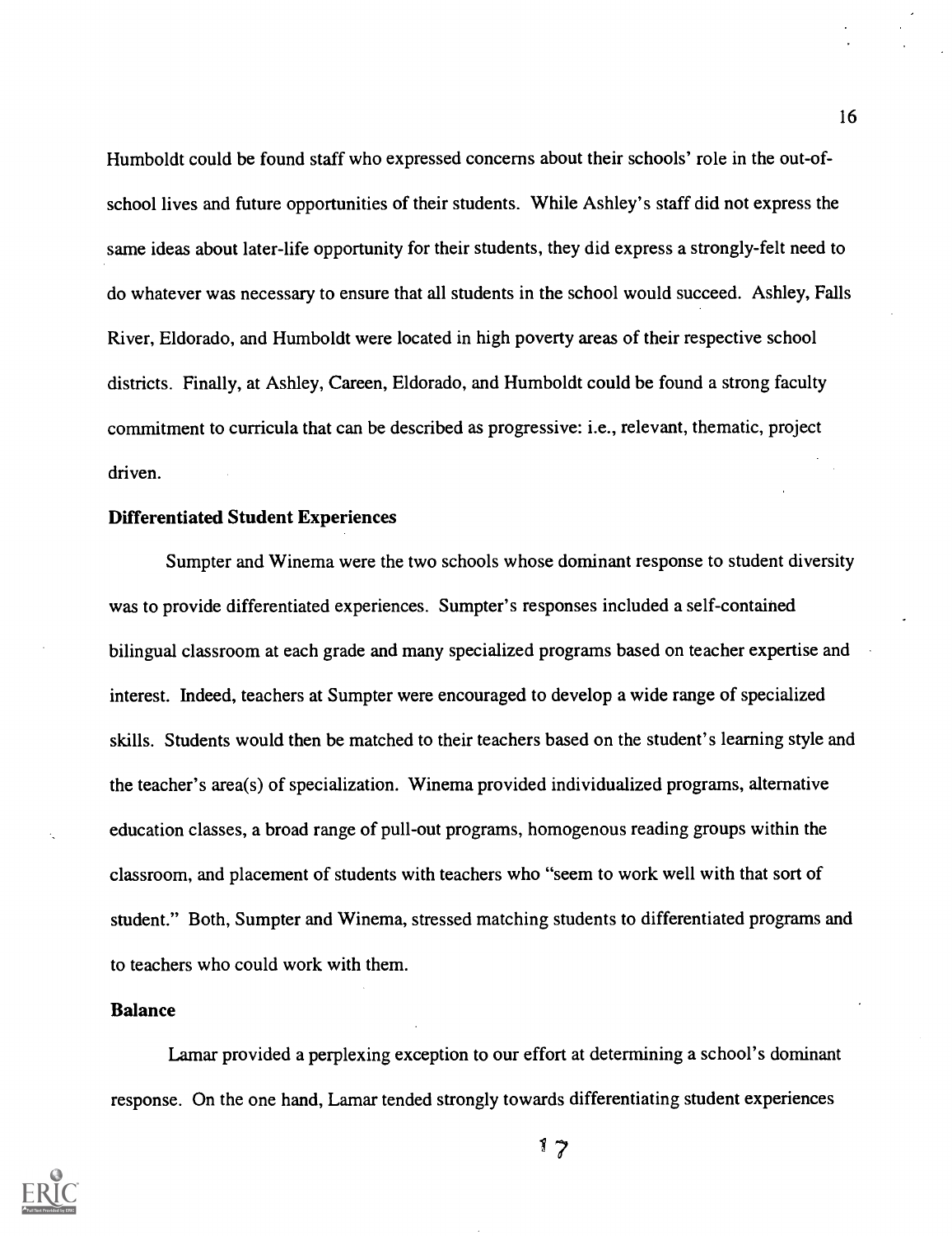Humboldt could be found staff who expressed concerns about their schools' role in the out-of-school lives and future opportunities of their students. While Ashley's staff did not express the same ideas about later-life opportunity for their students, they did express a strongly-felt need to do whatever was necessary to ensure that all students in the school would succeed. Ashley, Falls River, Eldorado, and Humboldt were located in high poverty areas of their respective school districts. Finally, at Ashley, Careen, Eldorado, and Humboldt could be found a strong faculty commitment to curricula that can be described as progressive: i.e., relevant, thematic, project driven.

### Differentiated Student Experiences

Sumpter and Winema were the two schools whose dominant response to student diversity was to provide differentiated experiences. Sumpter's responses included a self-contained bilingual classroom at each grade and many specialized programs based on teacher expertise and interest. Indeed, teachers at Sumpter were encouraged to develop a wide range of specialized skills. Students would then be matched to their teachers based on the student's learning style and the teacher's area(s) of specialization. Winema provided individualized programs, alternative education classes, a broad range of pull-out programs, homogenous reading groups within the classroom, and placement of students with teachers who "seem to work well with that sort of student." Both, Sumpter and Winema, stressed matching students to differentiated programs and to teachers who could work with them.

### Balance

Lamar provided a perplexing exception to our effort at determining a school's dominant response. On the one hand, Lamar tended strongly towards differentiating student experiences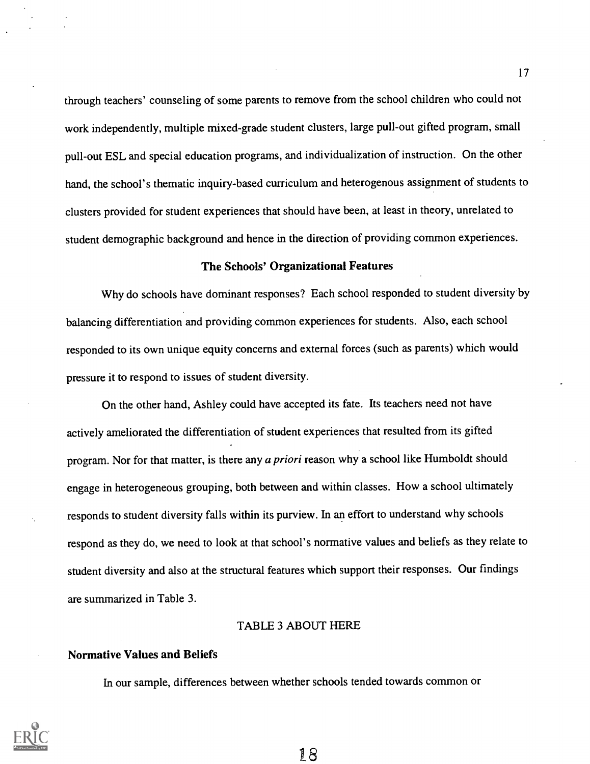through teachers' counseling of some parents to remove from the school children who could not work independently, multiple mixed-grade student clusters, large pull-out gifted program, small pull-out ESL and special education programs, and individualization of instruction. On the other hand, the school's thematic inquiry-based curriculum and heterogenous assignment of students to clusters provided for student experiences that should have been, at least in theory, unrelated to student demographic background and hence in the direction of providing common experiences.

### The Schools' Organizational Features

Why do schools have dominant responses? Each school responded to student diversity by balancing differentiation and providing common experiences for students. Also, each school responded to its own unique equity concerns and external forces (such as parents) which would pressure it to respond to issues of student diversity.

On the other hand, Ashley could have accepted its fate. Its teachers need not have actively ameliorated the differentiation of student experiences that resulted from its gifted program. Nor for that matter, is there any *a priori* reason why a school like Humboldt should engage in heterogeneous grouping, both between and within classes. How a school ultimately responds to student diversity falls within its purview. In an effort to understand why schools respond as they do, we need to look at that school's normative values and beliefs as they relate to student diversity and also at the structural features which support their responses. Our findings are summarized in Table 3.

TABLE 3 ABOUT HERE

#### Normative Values and Beliefs

In our sample, differences between whether schools tended towards common or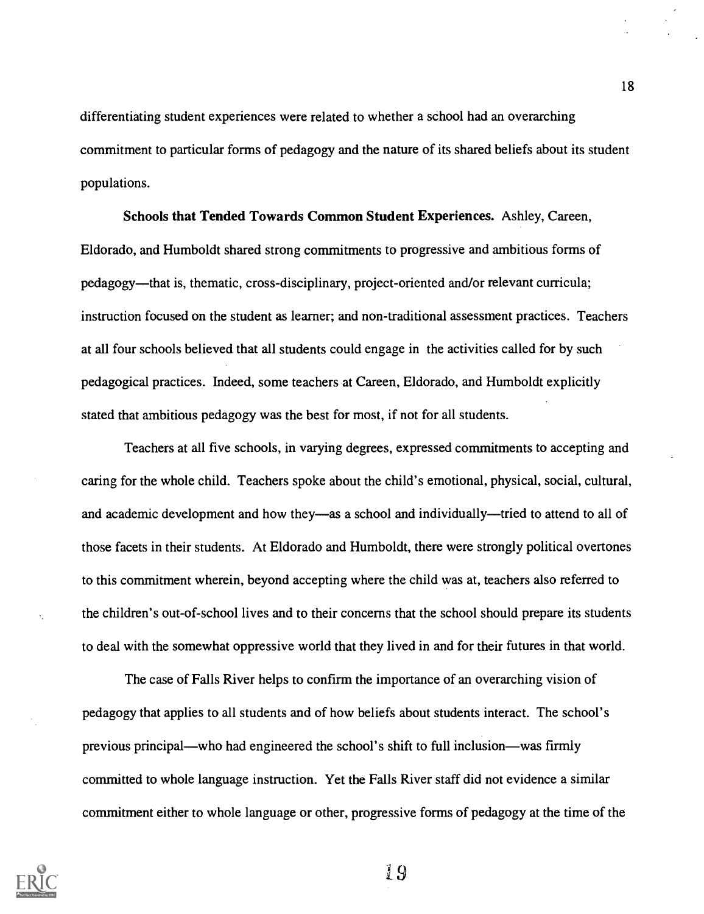differentiating student experiences were related to whether a school had an overarching commitment to particular forms of pedagogy and the nature of its shared beliefs about its student populations.

**Schools that Tended Towards Common Student Experiences.** Ashley, Careen, Eldorado, and Humboldt shared strong commitments to progressive and ambitious forms of pedagogy—that is, thematic, cross-disciplinary, project-oriented and/or relevant curricula; instruction focused on the student as learner; and non-traditional assessment practices. Teachers at all four schools believed that all students could engage in the activities called for by such pedagogical practices. Indeed, some teachers at Careen, Eldorado, and Humboldt explicitly stated that ambitious pedagogy was the best for most, if not for all students.

Teachers at all five schools, in varying degrees, expressed commitments to accepting and caring for the whole child. Teachers spoke about the child's emotional, physical, social, cultural, and academic development and how they—as a school and individually—tried to attend to all of those facets in their students. At Eldorado and Humboldt, there were strongly political overtones to this commitment wherein, beyond accepting where the child was at, teachers also referred to the children's out-of-school lives and to their concerns that the school should prepare its students to deal with the somewhat oppressive world that they lived in and for their futures in that world.

The case of Falls River helps to confirm the importance of an overarching vision of pedagogy that applies to all students and of how beliefs about students interact. The school's previous principal—who had engineered the school's shift to full inclusion—was firmly committed to whole language instruction. Yet the Falls River staff did not evidence a similar commitment either to whole language or other, progressive forms of pedagogy at the time of the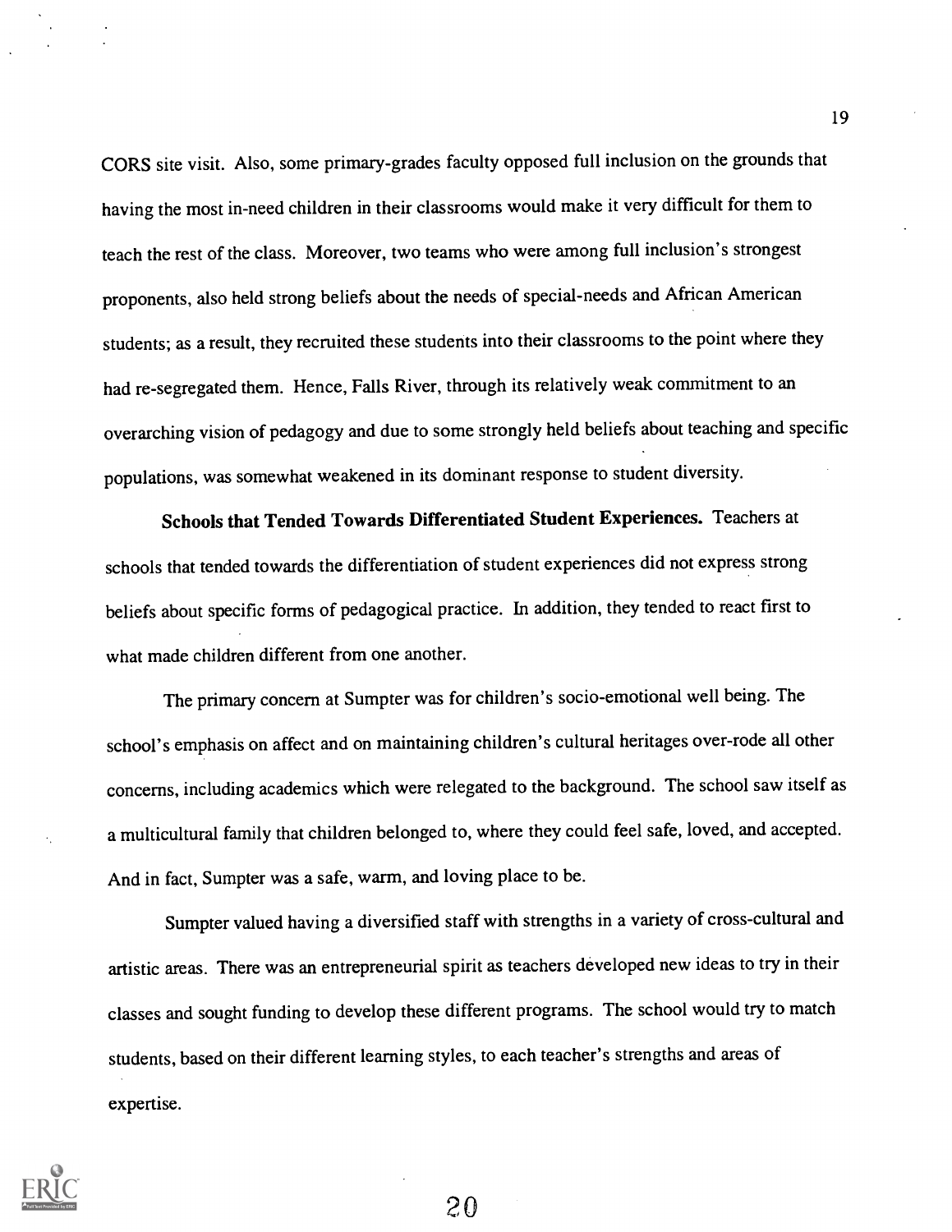CORS site visit. Also, some primary-grades faculty opposed full inclusion on the grounds that having the most in-need children in their classrooms would make it very difficult for them to teach the rest of the class. Moreover, two teams who were among full inclusion's strongest proponents, also held strong beliefs about the needs of special-needs and African American students; as a result, they recruited these students into their classrooms to the point where they had re-segregated them. Hence, Falls River, through its relatively weak commitment to an overarching vision of pedagogy and due to some strongly held beliefs about teaching and specific populations, was somewhat weakened in its dominant response to student diversity.

**Schools that Tended Towards Differentiated Student Experiences.** Teachers at schools that tended towards the differentiation of student experiences did not express strong beliefs about specific forms of pedagogical practice. In addition, they tended to react first to what made children different from one another.

The primary concern at Sumpter was for children's socio-emotional well being. The school's emphasis on affect and on maintaining children's cultural heritages over-rode all other concerns, including academics which were relegated to the background. The school saw itself as a multicultural family that children belonged to, where they could feel safe, loved, and accepted. And in fact, Sumpter was a safe, warm, and loving place to be.

Sumpter valued having a diversified staff with strengths in a variety of cross-cultural and artistic areas. There was an entrepreneurial spirit as teachers developed new ideas to try in their classes and sought funding to develop these different programs. The school would try to match students, based on their different learning styles, to each teacher's strengths and areas of expertise.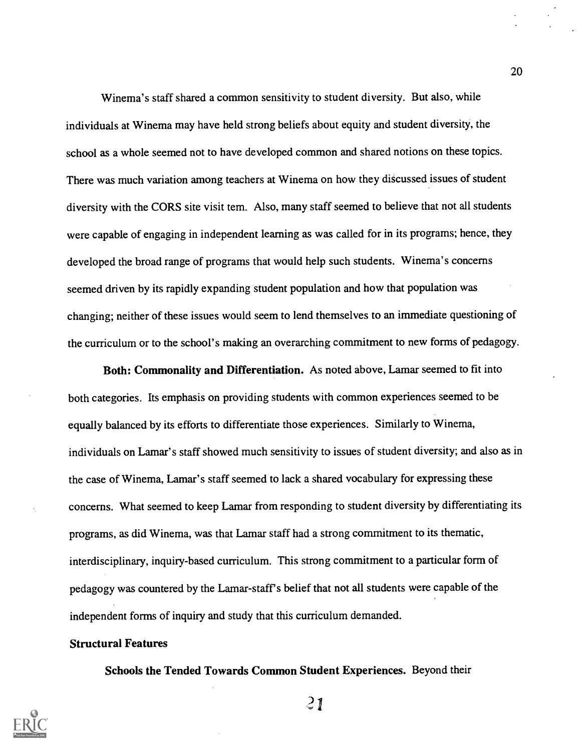Winema's staff shared a common sensitivity to student diversity. But also, while individuals at Winema may have held strong beliefs about equity and student diversity, the school as a whole seemed not to have developed common and shared notions on these topics. There was much variation among teachers at Winema on how they discussed issues of student diversity with the CORS site visit tem. Also, many staff seemed to believe that not all students were capable of engaging in independent learning as was called for in its programs; hence, they developed the broad range of programs that would help such students. Winema's concerns seemed driven by its rapidly expanding student population and how that population was changing; neither of these issues would seem to lend themselves to an immediate questioning of the curriculum or to the school's making an overarching commitment to new forms of pedagogy.

**Both: Commonality and Differentiation.** As noted above, Lamar seemed to fit into both categories. Its emphasis on providing students with common experiences seemed to be equally balanced by its efforts to differentiate those experiences. Similarly to Winema, individuals on Lamar's staff showed much sensitivity to issues of student diversity; and also as in the case of Winema, Lamar's staff seemed to lack a shared vocabulary for expressing these concerns. What seemed to keep Lamar from responding to student diversity by differentiating its programs, as did Winema, was that Lamar staff had a strong commitment to its thematic, interdisciplinary, inquiry-based curriculum. This strong commitment to a particular form of pedagogy was countered by the Lamar-staff's belief that not all students were capable of the independent forms of inquiry and study that this curriculum demanded.

**Structural Features**

**Schools the Tended Towards Common Student Experiences.** Beyond their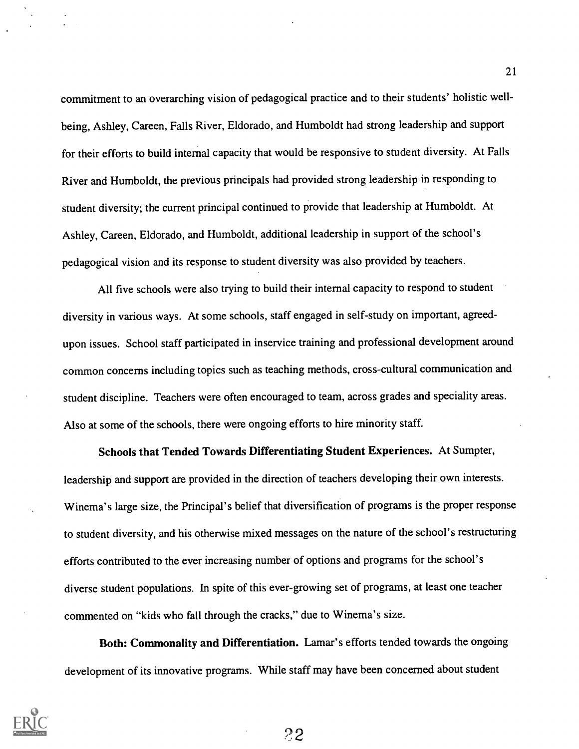commitment to an overarching vision of pedagogical practice and to their students' holistic well-being, Ashley, Careen, Falls River, Eldorado, and Humboldt had strong leadership and support for their efforts to build internal capacity that would be responsive to student diversity. At Falls River and Humboldt, the previous principals had provided strong leadership in responding to student diversity; the current principal continued to provide that leadership at Humboldt. At Ashley, Careen, Eldorado, and Humboldt, additional leadership in support of the school's pedagogical vision and its response to student diversity was also provided by teachers.

All five schools were also trying to build their internal capacity to respond to student diversity in various ways. At some schools, staff engaged in self-study on important, agreed-upon issues. School staff participated in inservice training and professional development around common concerns including topics such as teaching methods, cross-cultural communication and student discipline. Teachers were often encouraged to team, across grades and speciality areas. Also at some of the schools, there were ongoing efforts to hire minority staff.

**Schools that Tended Towards Differentiating Student Experiences.** At Sumpter, leadership and support are provided in the direction of teachers developing their own interests. Winema's large size, the Principal's belief that diversification of programs is the proper response to student diversity, and his otherwise mixed messages on the nature of the school's restructuring efforts contributed to the ever increasing number of options and programs for the school's diverse student populations. In spite of this ever-growing set of programs, at least one teacher commented on "kids who fall through the cracks," due to Winema's size.

**Both: Commonality and Differentiation.** Lamar's efforts tended towards the ongoing development of its innovative programs. While staff may have been concerned about student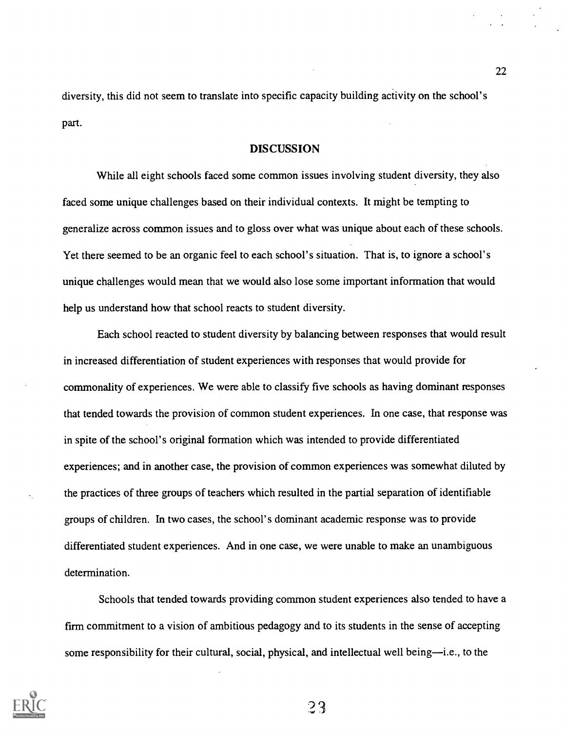diversity, this did not seem to translate into specific capacity building activity on the school's part.

## DISCUSSION

While all eight schools faced some common issues involving student diversity, they also faced some unique challenges based on their individual contexts. It might be tempting to generalize across common issues and to gloss over what was unique about each of these schools. Yet there seemed to be an organic feel to each school's situation. That is, to ignore a school's unique challenges would mean that we would also lose some important information that would help us understand how that school reacts to student diversity.

Each school reacted to student diversity by balancing between responses that would result in increased differentiation of student experiences with responses that would provide for commonality of experiences. We were able to classify five schools as having dominant responses that tended towards the provision of common student experiences. In one case, that response was in spite of the school's original formation which was intended to provide differentiated experiences; and in another case, the provision of common experiences was somewhat diluted by the practices of three groups of teachers which resulted in the partial separation of identifiable groups of children. In two cases, the school's dominant academic response was to provide differentiated student experiences. And in one case, we were unable to make an unambiguous determination.

Schools that tended towards providing common student experiences also tended to have a firm commitment to a vision of ambitious pedagogy and to its students in the sense of accepting some responsibility for their cultural, social, physical, and intellectual well being—i.e., to the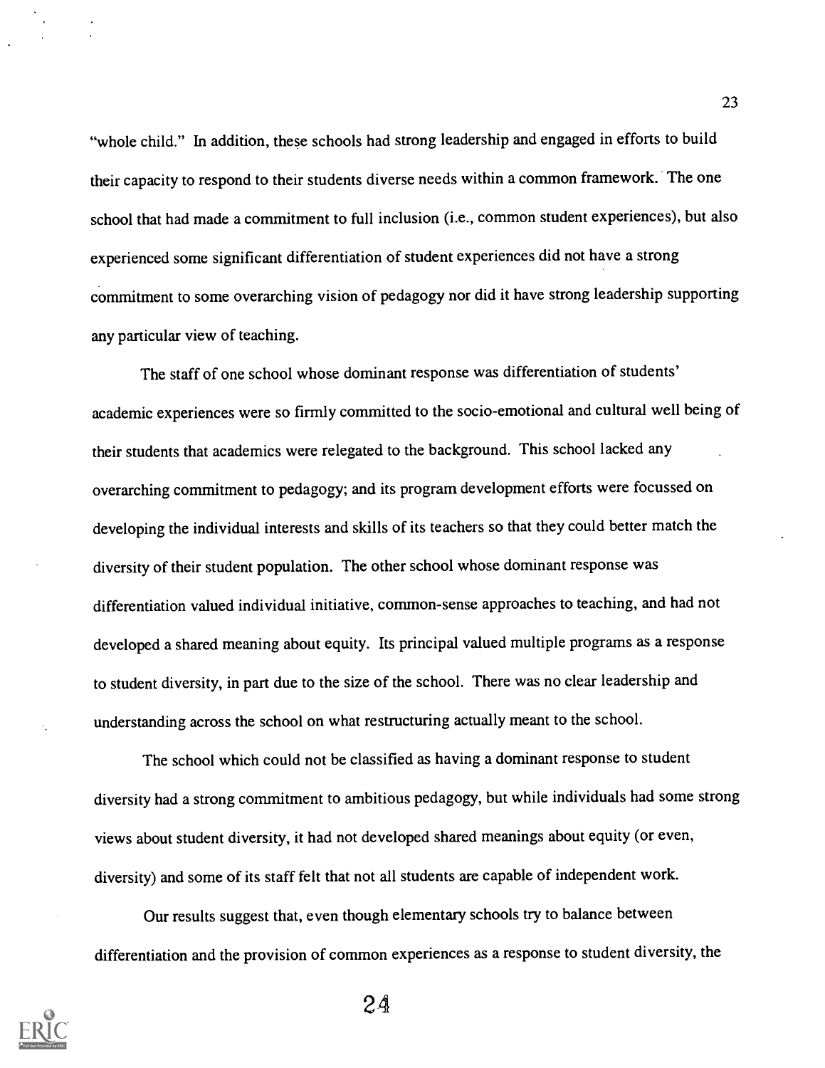"whole child." In addition, these schools had strong leadership and engaged in efforts to build their capacity to respond to their students diverse needs within a common framework. The one school that had made a commitment to full inclusion (i.e., common student experiences), but also experienced some significant differentiation of student experiences did not have a strong commitment to some overarching vision of pedagogy nor did it have strong leadership supporting any particular view of teaching.

The staff of one school whose dominant response was differentiation of students' academic experiences were so firmly committed to the socio-emotional and cultural well being of their students that academics were relegated to the background. This school lacked any overarching commitment to pedagogy; and its program development efforts were focussed on developing the individual interests and skills of its teachers so that they could better match the diversity of their student population. The other school whose dominant response was differentiation valued individual initiative, common-sense approaches to teaching, and had not developed a shared meaning about equity. Its principal valued multiple programs as a response to student diversity, in part due to the size of the school. There was no clear leadership and understanding across the school on what restructuring actually meant to the school.

The school which could not be classified as having a dominant response to student diversity had a strong commitment to ambitious pedagogy, but while individuals had some strong views about student diversity, it had not developed shared meanings about equity (or even, diversity) and some of its staff felt that not all students are capable of independent work.

Our results suggest that, even though elementary schools try to balance between differentiation and the provision of common experiences as a response to student diversity, the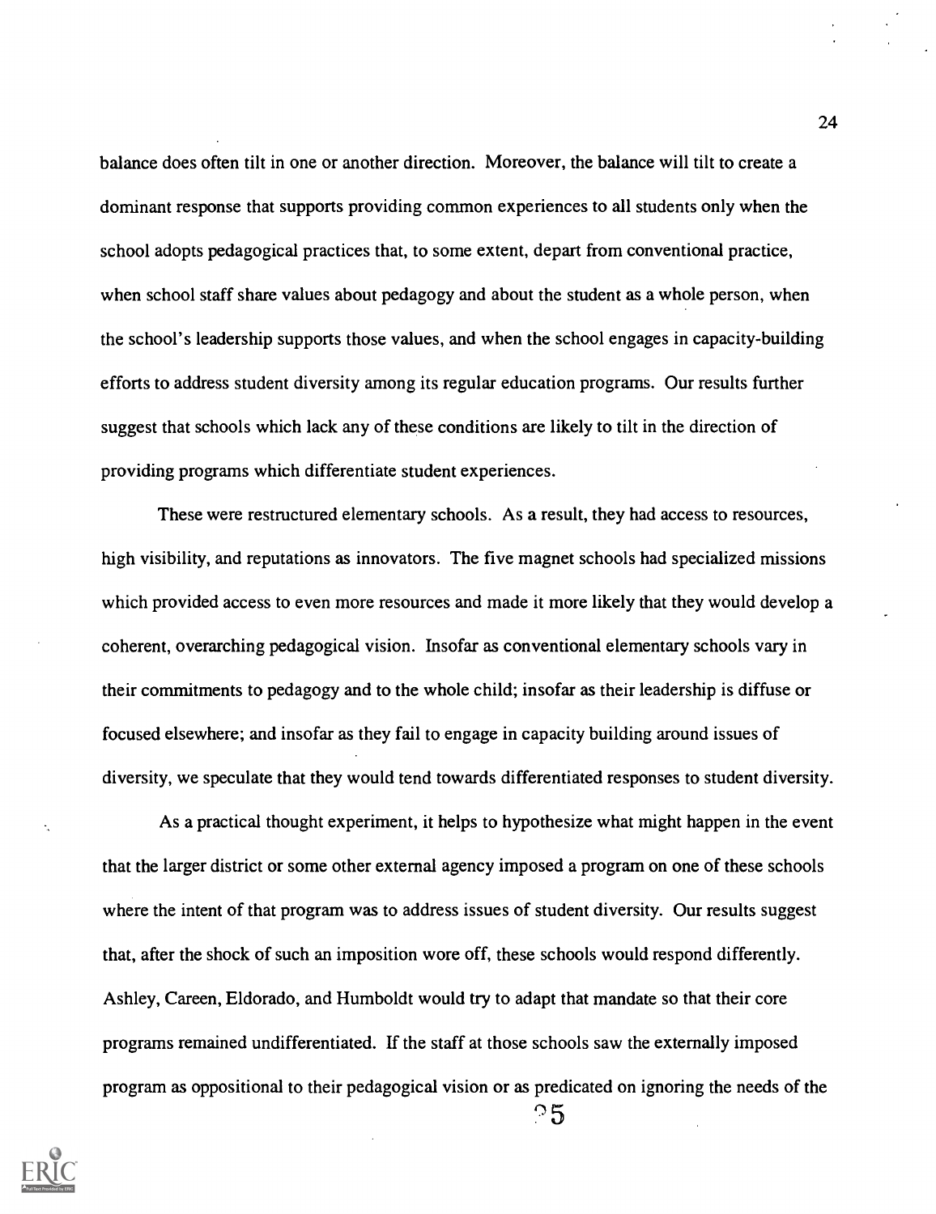balance does often tilt in one or another direction. Moreover, the balance will tilt to create a dominant response that supports providing common experiences to all students only when the school adopts pedagogical practices that, to some extent, depart from conventional practice, when school staff share values about pedagogy and about the student as a whole person, when the school's leadership supports those values, and when the school engages in capacity-building efforts to address student diversity among its regular education programs. Our results further suggest that schools which lack any of these conditions are likely to tilt in the direction of providing programs which differentiate student experiences.

These were restructured elementary schools. As a result, they had access to resources, high visibility, and reputations as innovators. The five magnet schools had specialized missions which provided access to even more resources and made it more likely that they would develop a coherent, overarching pedagogical vision. Insofar as conventional elementary schools vary in their commitments to pedagogy and to the whole child; insofar as their leadership is diffuse or focused elsewhere; and insofar as they fail to engage in capacity building around issues of diversity, we speculate that they would tend towards differentiated responses to student diversity.

As a practical thought experiment, it helps to hypothesize what might happen in the event that the larger district or some other external agency imposed a program on one of these schools where the intent of that program was to address issues of student diversity. Our results suggest that, after the shock of such an imposition wore off, these schools would respond differently. Ashley, Careen, Eldorado, and Humboldt would try to adapt that mandate so that their core programs remained undifferentiated. If the staff at those schools saw the externally imposed program as oppositional to their pedagogical vision or as predicated on ignoring the needs of the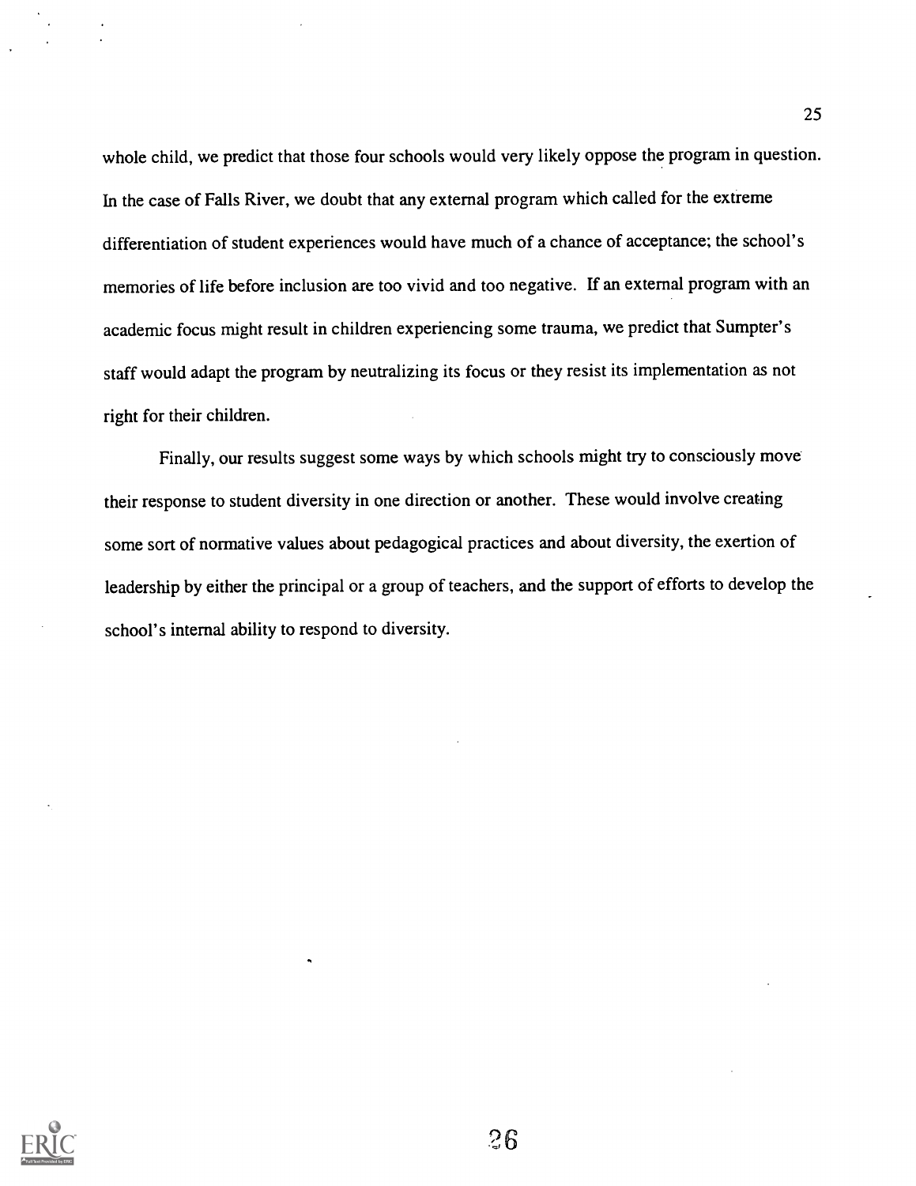whole child, we predict that those four schools would very likely oppose the program in question. In the case of Falls River, we doubt that any external program which called for the extreme differentiation of student experiences would have much of a chance of acceptance; the school's memories of life before inclusion are too vivid and too negative. If an external program with an academic focus might result in children experiencing some trauma, we predict that Sumpter's staff would adapt the program by neutralizing its focus or they resist its implementation as not right for their children.

Finally, our results suggest some ways by which schools might try to consciously move their response to student diversity in one direction or another. These would involve creating some sort of normative values about pedagogical practices and about diversity, the exertion of leadership by either the principal or a group of teachers, and the support of efforts to develop the school's internal ability to respond to diversity.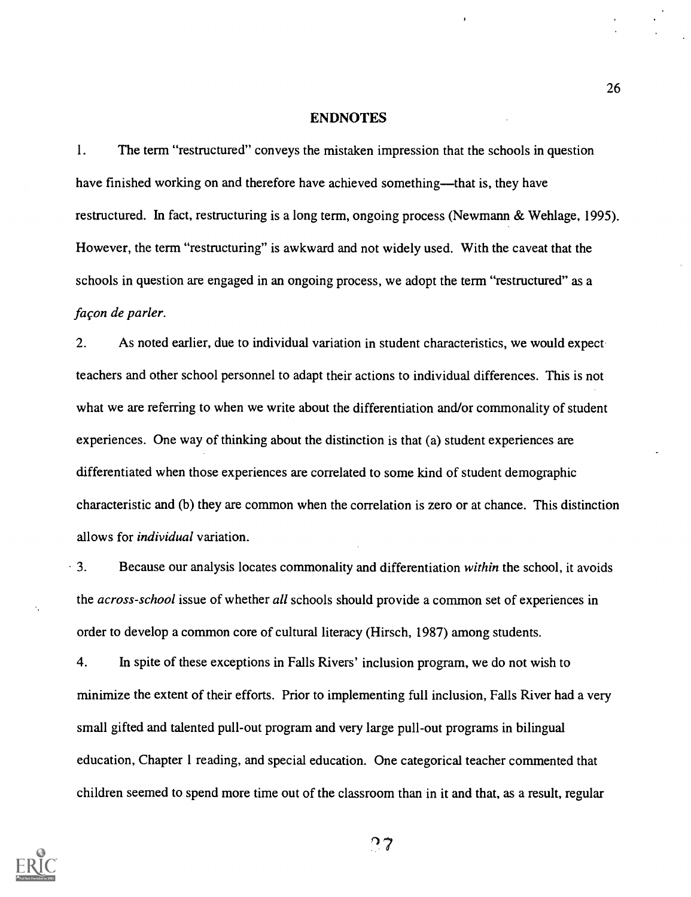## ENDNOTES

1. The term "restructured" conveys the mistaken impression that the schools in question have finished working on and therefore have achieved something—that is, they have restructured. In fact, restructuring is a long term, ongoing process (Newmann & Wehlage, 1995). However, the term "restructuring" is awkward and not widely used. With the caveat that the schools in question are engaged in an ongoing process, we adopt the term "restructured" as a *façon de parler*.

2. As noted earlier, due to individual variation in student characteristics, we would expect teachers and other school personnel to adapt their actions to individual differences. This is not what we are referring to when we write about the differentiation and/or commonality of student experiences. One way of thinking about the distinction is that (a) student experiences are differentiated when those experiences are correlated to some kind of student demographic characteristic and (b) they are common when the correlation is zero or at chance. This distinction allows for *individual* variation.

3. Because our analysis locates commonality and differentiation *within* the school, it avoids the *across-school* issue of whether *all* schools should provide a common set of experiences in order to develop a common core of cultural literacy (Hirsch, 1987) among students.

4. In spite of these exceptions in Falls Rivers' inclusion program, we do not wish to minimize the extent of their efforts. Prior to implementing full inclusion, Falls River had a very small gifted and talented pull-out program and very large pull-out programs in bilingual education, Chapter 1 reading, and special education. One categorical teacher commented that children seemed to spend more time out of the classroom than in it and that, as a result, regular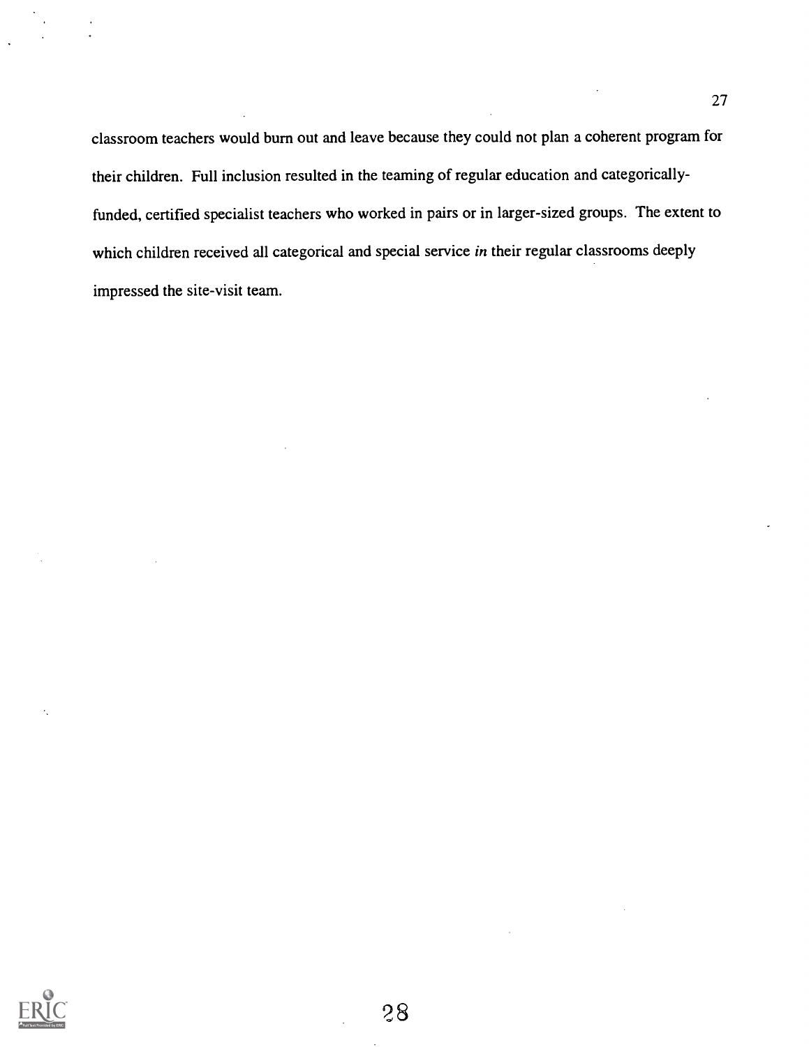classroom teachers would burn out and leave because they could not plan a coherent program for their children. Full inclusion resulted in the teaming of regular education and categorically-funded, certified specialist teachers who worked in pairs or in larger-sized groups. The extent to which children received all categorical and special service *in* their regular classrooms deeply impressed the site-visit team.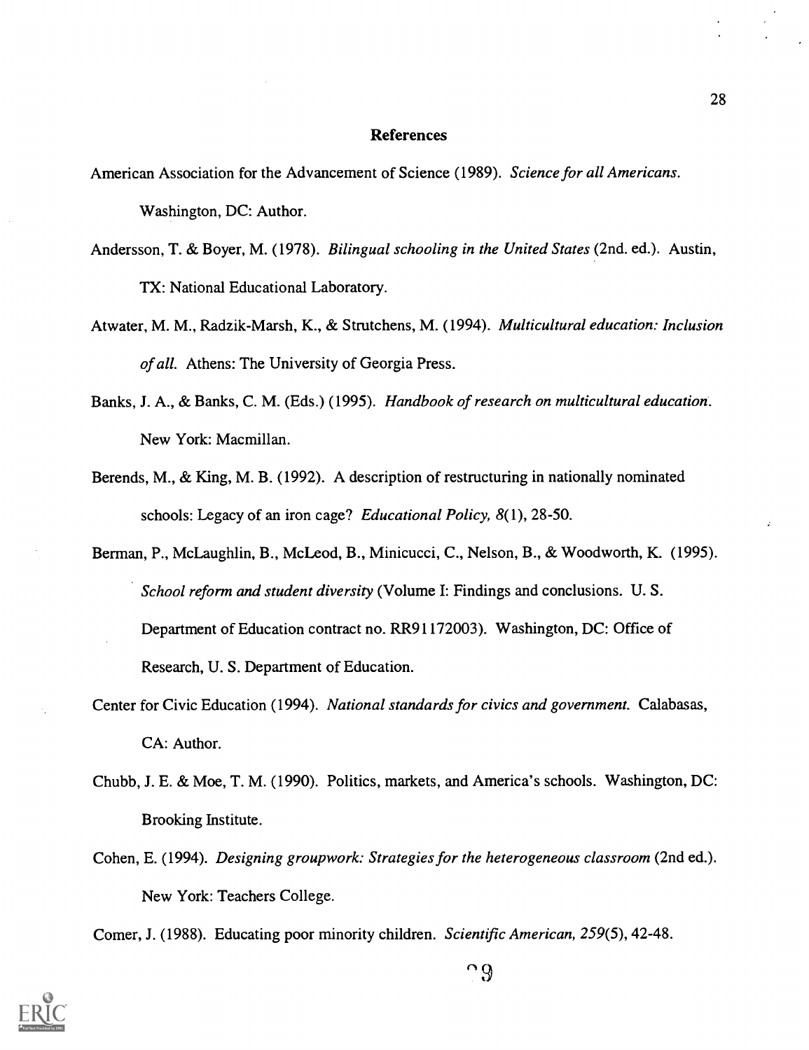## References

American Association for the Advancement of Science (1989). *Science for all Americans.* Washington, DC: Author.

Andersson, T. & Boyer, M. (1978). *Bilingual schooling in the United States* (2nd. ed.). Austin, TX: National Educational Laboratory.

Atwater, M. M., Radzik-Marsh, K., & Strutchens, M. (1994). *Multicultural education: Inclusion of all.* Athens: The University of Georgia Press.

Banks, J. A., & Banks, C. M. (Eds.) (1995). *Handbook of research on multicultural education.* New York: Macmillan.

Berends, M., & King, M. B. (1992). A description of restructuring in nationally nominated schools: Legacy of an iron cage? *Educational Policy, 8*(1), 28-50.

Berman, P., McLaughlin, B., McLeod, B., Minicucci, C., Nelson, B., & Woodworth, K. (1995). *School reform and student diversity* (Volume I: Findings and conclusions. U. S. Department of Education contract no. RR91172003). Washington, DC: Office of Research, U. S. Department of Education.

Center for Civic Education (1994). *National standards for civics and government.* Calabasas, CA: Author.

Chubb, J. E. & Moe, T. M. (1990). Politics, markets, and America's schools. Washington, DC: Brooking Institute.

Cohen, E. (1994). *Designing groupwork: Strategies for the heterogeneous classroom* (2nd ed.). New York: Teachers College.

Comer, J. (1988). Educating poor minority children. *Scientific American, 259*(5), 42-48.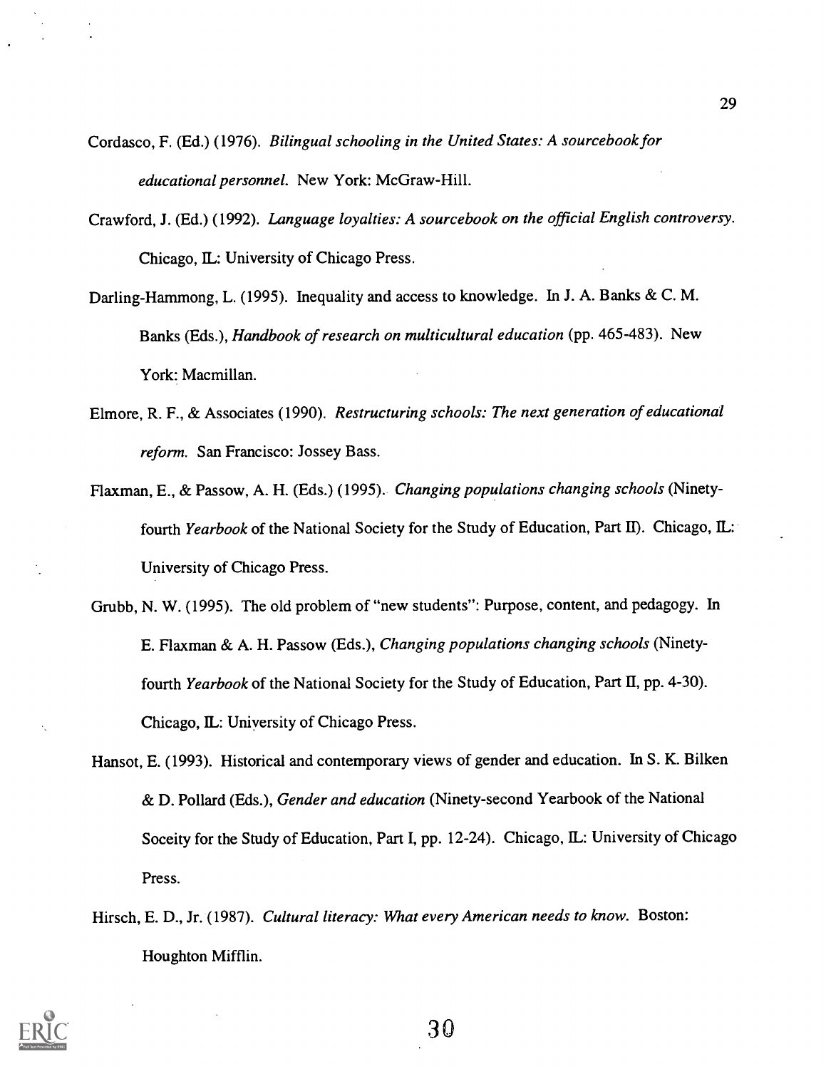Cordasco, F. (Ed.) (1976). *Bilingual schooling in the United States: A sourcebook for educational personnel.* New York: McGraw-Hill.

Crawford, J. (Ed.) (1992). *Language loyalties: A sourcebook on the official English controversy.* Chicago, IL: University of Chicago Press.

Darling-Hammong, L. (1995). Inequality and access to knowledge. In J. A. Banks & C. M. Banks (Eds.), *Handbook of research on multicultural education* (pp. 465-483). New York: Macmillan.

Elmore, R. F., & Associates (1990). *Restructuring schools: The next generation of educational reform.* San Francisco: Jossey Bass.

Flaxman, E., & Passow, A. H. (Eds.) (1995). *Changing populations changing schools* (Ninety-fourth *Yearbook* of the National Society for the Study of Education, Part II). Chicago, IL: University of Chicago Press.

Grubb, N. W. (1995). The old problem of "new students": Purpose, content, and pedagogy. In E. Flaxman & A. H. Passow (Eds.), *Changing populations changing schools* (Ninety-fourth *Yearbook* of the National Society for the Study of Education, Part II, pp. 4-30). Chicago, IL: University of Chicago Press.

Hansot, E. (1993). Historical and contemporary views of gender and education. In S. K. Bilken & D. Pollard (Eds.), *Gender and education* (Ninety-second Yearbook of the National Soceity for the Study of Education, Part I, pp. 12-24). Chicago, IL: University of Chicago Press.

Hirsch, E. D., Jr. (1987). *Cultural literacy: What every American needs to know.* Boston: Houghton Mifflin.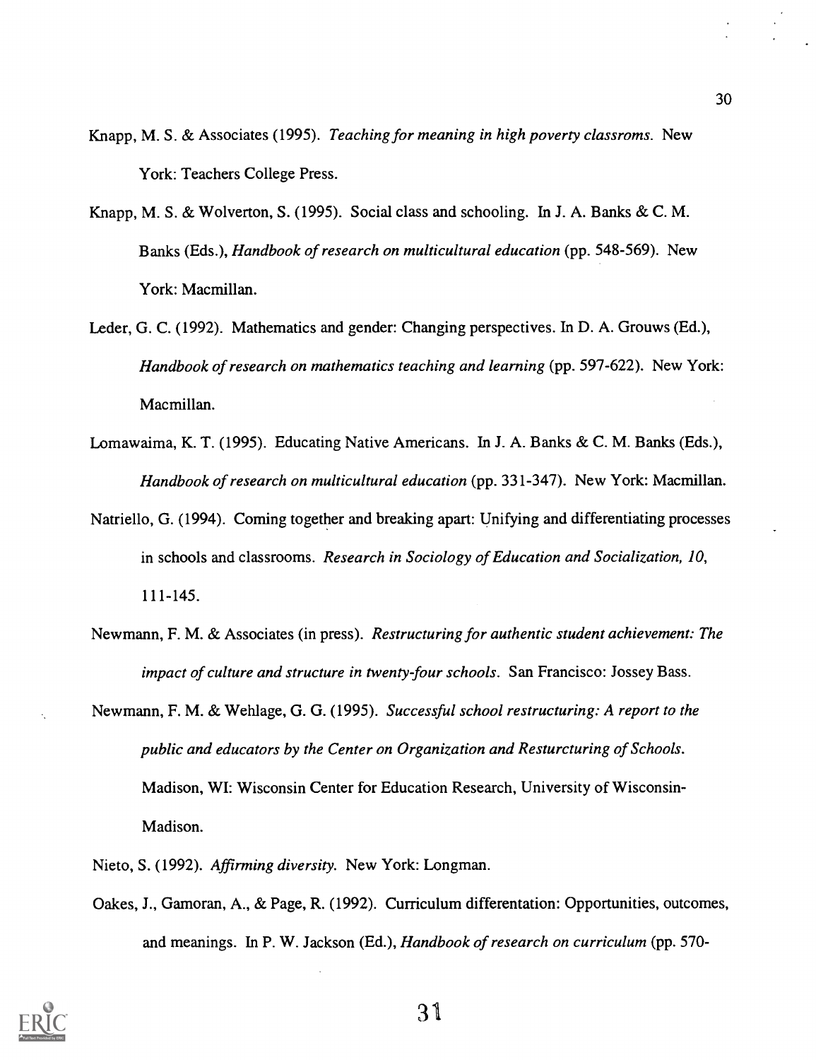Knapp, M. S. & Associates (1995). *Teaching for meaning in high poverty classroms*. New York: Teachers College Press.

Knapp, M. S. & Wolverton, S. (1995). Social class and schooling. In J. A. Banks & C. M. Banks (Eds.), *Handbook of research on multicultural education* (pp. 548-569). New York: Macmillan.

Leder, G. C. (1992). Mathematics and gender: Changing perspectives. In D. A. Grouws (Ed.), *Handbook of research on mathematics teaching and learning* (pp. 597-622). New York: Macmillan.

Lomawaima, K. T. (1995). Educating Native Americans. In J. A. Banks & C. M. Banks (Eds.), *Handbook of research on multicultural education* (pp. 331-347). New York: Macmillan.

Natriello, G. (1994). Coming together and breaking apart: Unifying and differentiating processes in schools and classrooms. *Research in Sociology of Education and Socialization, 10*, 111-145.

Newmann, F. M. & Associates (in press). *Restructuring for authentic student achievement: The impact of culture and structure in twenty-four schools*. San Francisco: Jossey Bass.

Newmann, F. M. & Wehlage, G. G. (1995). *Successful school restructuring: A report to the public and educators by the Center on Organization and Resturcturing of Schools*. Madison, WI: Wisconsin Center for Education Research, University of Wisconsin-Madison.

Nieto, S. (1992). *Affirming diversity*. New York: Longman.

Oakes, J., Gamoran, A., & Page, R. (1992). Curriculum differentation: Opportunities, outcomes, and meanings. In P. W. Jackson (Ed.), *Handbook of research on curriculum* (pp. 570-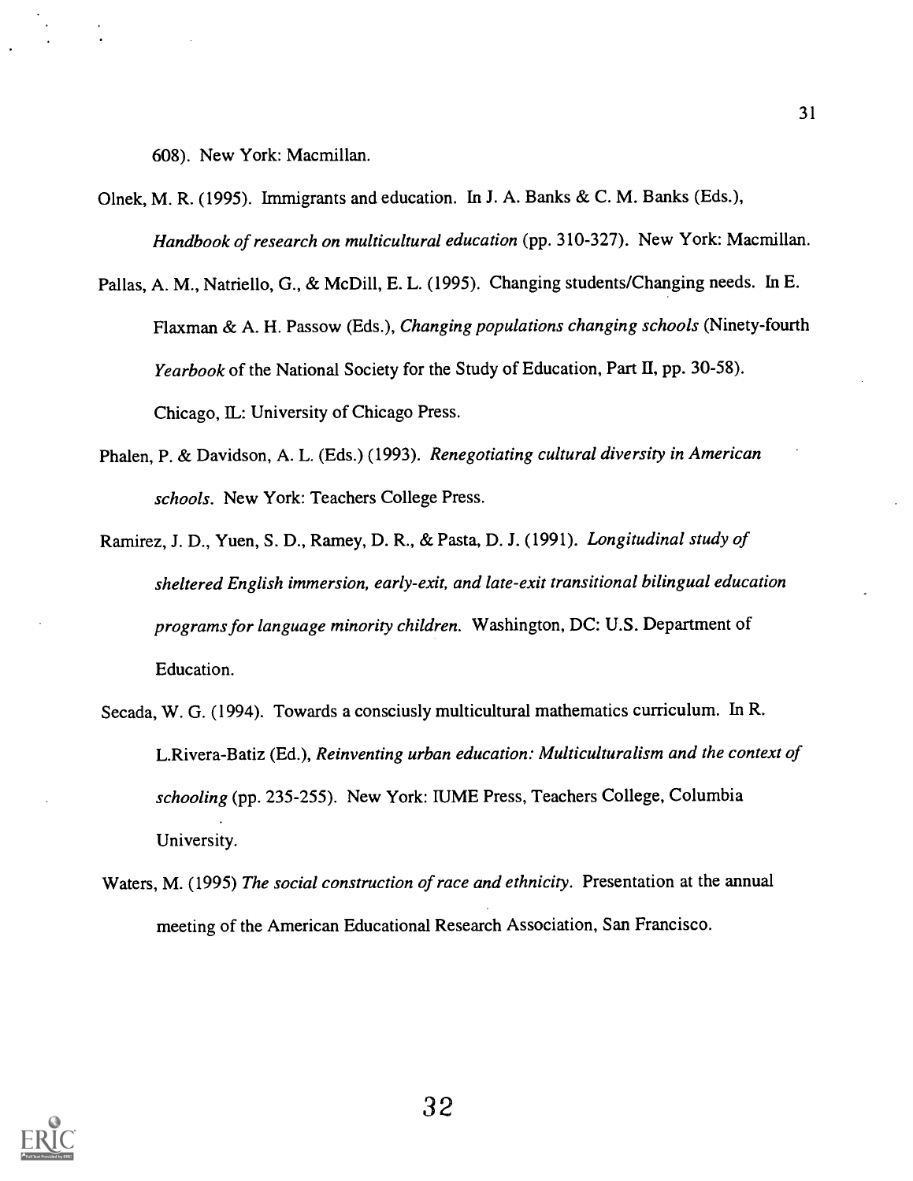608). New York: Macmillan.

Olnek, M. R. (1995). Immigrants and education. In J. A. Banks & C. M. Banks (Eds.), *Handbook of research on multicultural education* (pp. 310-327). New York: Macmillan.

Pallas, A. M., Natriello, G., & McDill, E. L. (1995). Changing students/Changing needs. In E. Flaxman & A. H. Passow (Eds.), *Changing populations changing schools* (Ninety-fourth *Yearbook* of the National Society for the Study of Education, Part II, pp. 30-58). Chicago, IL: University of Chicago Press.

Phalen, P. & Davidson, A. L. (Eds.) (1993). *Renegotiating cultural diversity in American schools*. New York: Teachers College Press.

Ramirez, J. D., Yuen, S. D., Ramey, D. R., & Pasta, D. J. (1991). *Longitudinal study of sheltered English immersion, early-exit, and late-exit transitional bilingual education programs for language minority children*. Washington, DC: U.S. Department of Education.

Secada, W. G. (1994). Towards a consciusly multicultural mathematics curriculum. In R. L.Rivera-Batiz (Ed.), *Reinventing urban education: Multiculturalism and the context of schooling* (pp. 235-255). New York: IUME Press, Teachers College, Columbia University.

Waters, M. (1995) *The social construction of race and ethnicity*. Presentation at the annual meeting of the American Educational Research Association, San Francisco.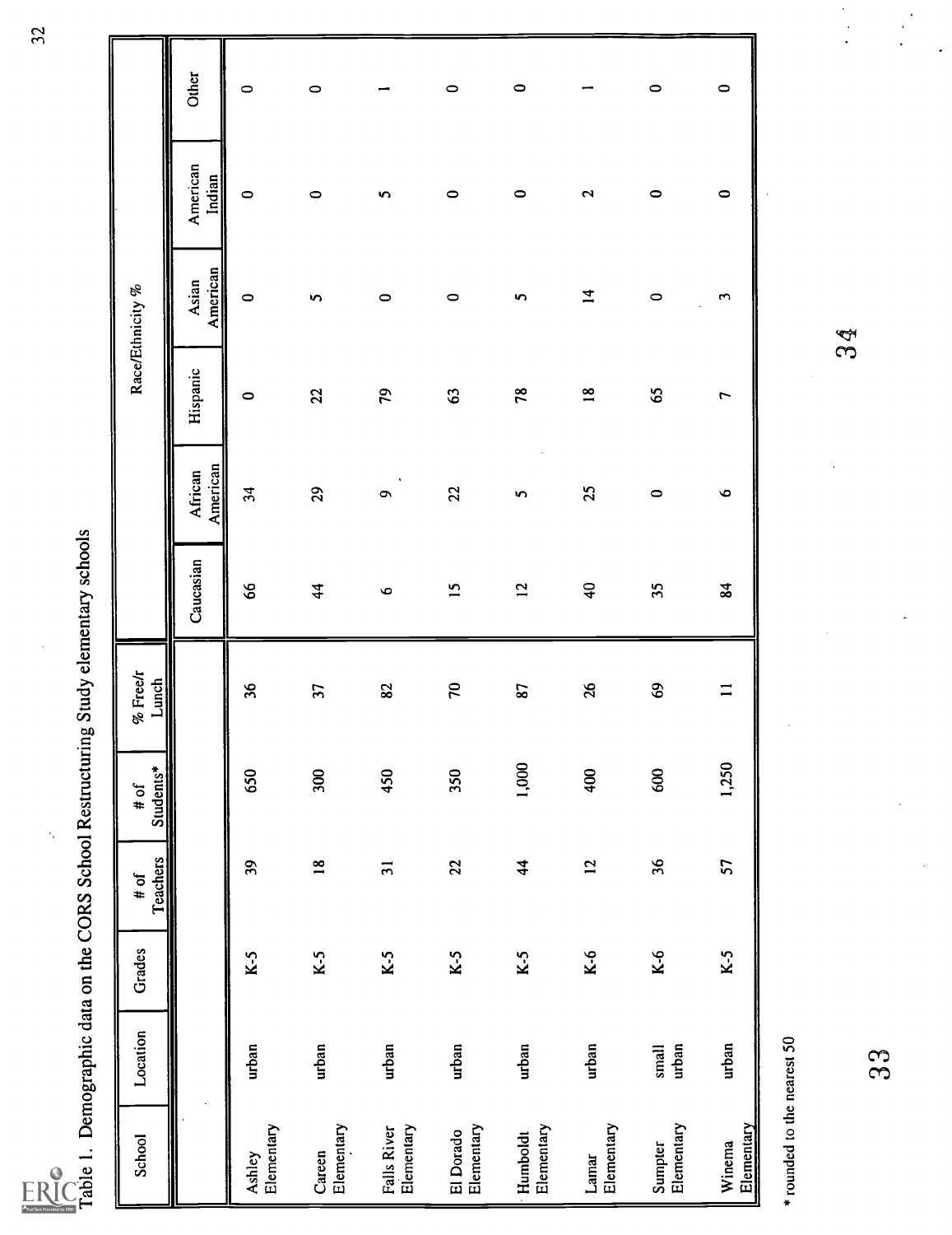Table 1. Demographic data on the CORS School Restructuring Study elementary schools

| School | Location | Grades | # of Teachers | # of Students* | % Free/r Lunch | Race/Ethnicity % | | | | | |
|---|---|---|---|---|---|---|---|---|---|---|---|
| | | | | | | Caucasian | African American | Hispanic | Asian American | American Indian | Other |
| Ashley Elementary | urban | K-5 | 39 | 650 | 36 | 66 | 34 | 0 | 0 | 0 | 0 |
| Careen Elementary | urban | K-5 | 18 | 300 | 37 | 44 | 29 | 22 | 5 | 0 | 0 |
| Falls River Elementary | urban | K-5 | 31 | 450 | 82 | 6 | 9 | 79 | 0 | 5 | 1 |
| El Dorado Elementary | urban | K-5 | 22 | 350 | 70 | 15 | 22 | 63 | 0 | 0 | 0 |
| Humboldt Elementary | urban | K-5 | 44 | 1,000 | 87 | 12 | 5 | 78 | 5 | 0 | 0 |
| Lamar Elementary | urban | K-6 | 12 | 400 | 26 | 40 | 25 | 18 | 14 | 2 | 1 |
| Sumpter Elementary | small urban | K-6 | 36 | 600 | 69 | 35 | 0 | 65 | 0 | 0 | 0 |
| Winema Elementary | urban | K-5 | 57 | 1,250 | 11 | 84 | 6 | 7 | 3 | 0 | 0 |

* rounded to the nearest 50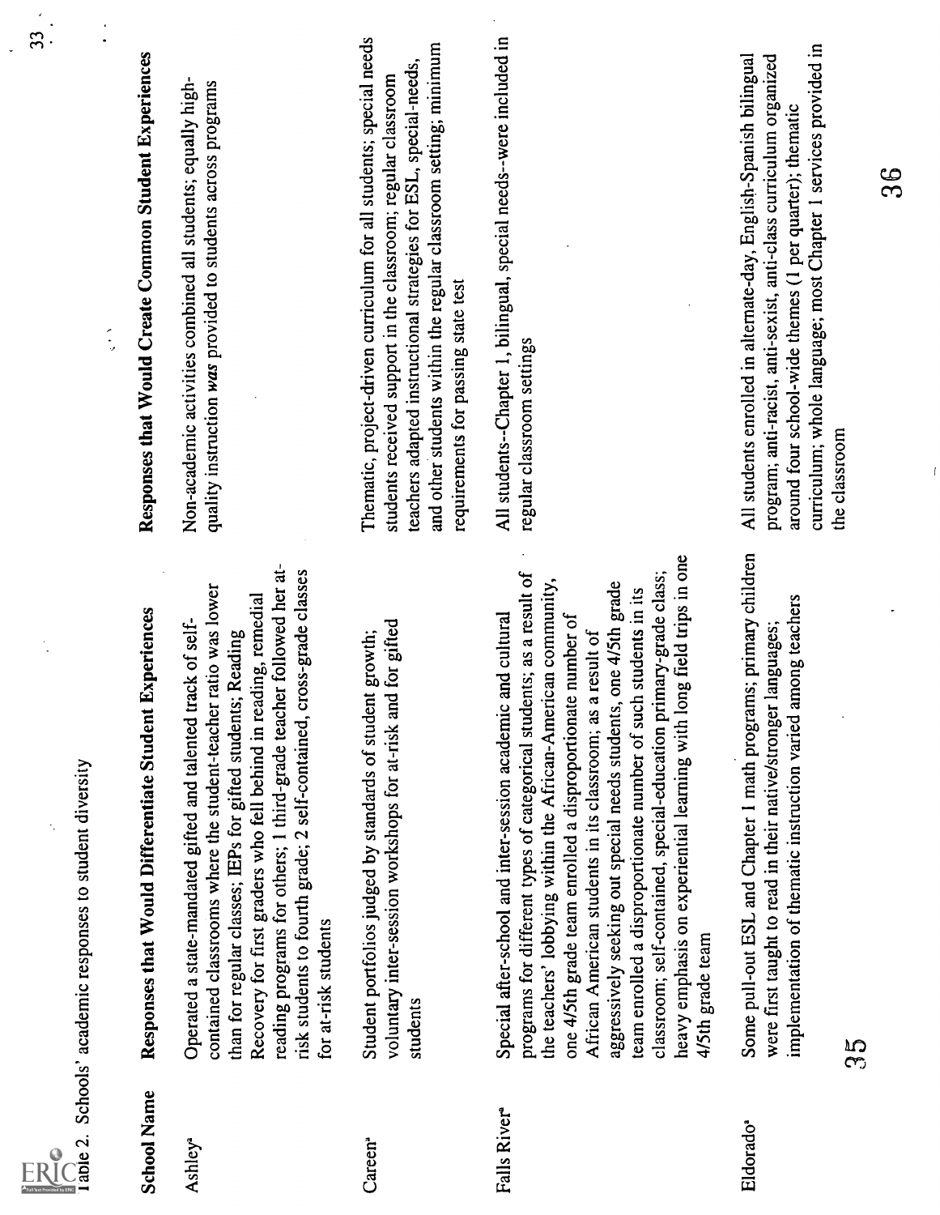Table 2. Schools' academic responses to student diversity

| School Name | Responses that Would Differentiate Student Experiences | Responses that Would Create Common Student Experiences |
|---|---|---|
| Ashley[a] | Operated a state-mandated gifted and talented track of self-contained classrooms where the student-teacher ratio was lower than for regular classes; IEPs for gifted students; Reading Recovery for first graders who fell behind in reading, remedial reading programs for others; 1 third-grade teacher followed her at-risk students to fourth grade; 2 self-contained, cross-grade classes for at-risk students | Non-academic activities combined all students; equally high-quality instruction *was* provided to students across programs |
| Careen[a] | Student portfolios judged by standards of student growth; voluntary inter-session workshops for at-risk and for gifted students | Thematic, project-driven curriculum for all students; special needs students received support in the classroom; regular classroom teachers adapted instructional strategies for ESL, special-needs, and other students within the regular classroom setting; minimum requirements for passing state test |
| Falls River[a] | Special after-school and inter-session academic and cultural programs for different types of categorical students; as a result of the teachers' lobbying within the African-American community, one 4/5th grade team enrolled a disproportionate number of African American students in its classroom; as a result of aggressively seeking out special needs students, one 4/5th grade team enrolled a disproportionate number of such students in its classroom; self-contained, special-education primary-grade class; heavy emphasis on experiential learning with long field trips in one 4/5th grade team | All students--Chapter 1, bilingual, special needs--were included in regular classroom settings |
| Eldorado[a] | Some pull-out ESL and Chapter 1 math programs; primary children were first taught to read in their native/stronger languages; implementation of thematic instruction varied among teachers | All students enrolled in alternate-day, English-Spanish bilingual program; anti-racist, anti-sexist, anti-class curriculum organized around four school-wide themes (1 per quarter); thematic curriculum; whole language; most Chapter 1 services provided in the classroom |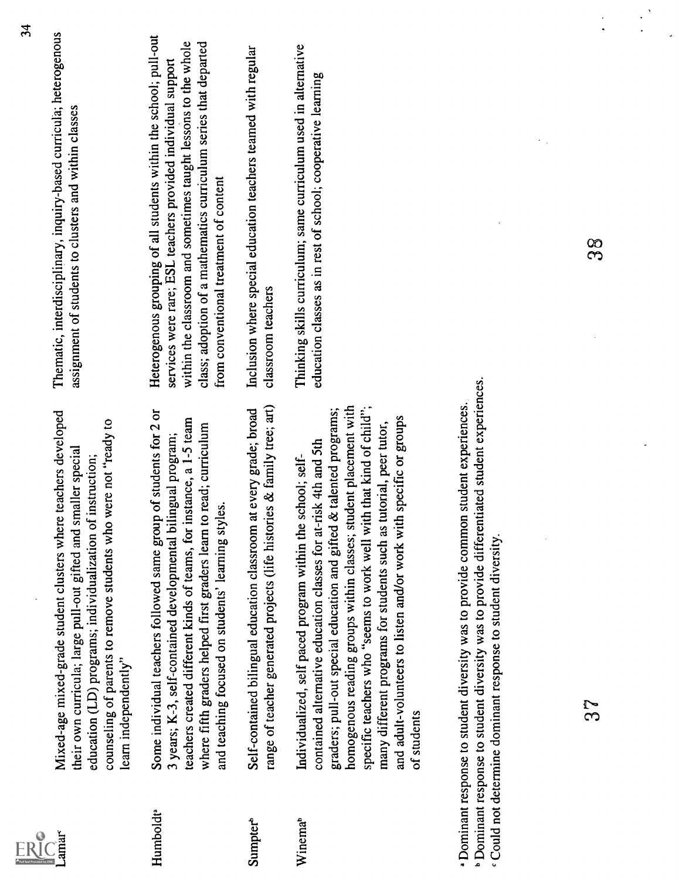| | | |
|---|---|---|
| Lamar[c] | Mixed-age mixed-grade student clusters where teachers developed their own curricula; large pull-out gifted and smaller special education (LD) programs; individualization of instruction; counseling of parents to remove students who were not "ready to learn independently" | Thematic, interdisciplinary, inquiry-based curricula; heterogenous assignment of students to clusters and within classes |
| Humboldt[a] | Some individual teachers followed same group of students for 2 or 3 years; K-3, self-contained developmental bilingual program; teachers created different kinds of teams, for instance, a 1-5 team where fifth graders helped first graders learn to read; curriculum and teaching focused on students' learning styles. | Heterogenous grouping of all students within the school; pull-out services were rare; ESL teachers provided individual support within the classroom and sometimes taught lessons to the whole class; adoption of a mathematics curriculum series that departed from conventional treatment of content |
| Sumpter[b] | Self-contained bilingual education classroom at every grade; broad range of teacher generated projects (life histories & family tree; art) | Inclusion where special education teachers teamed with regular classroom teachers |
| Winema[b] | Individualized, self paced program within the school; self-contained alternative education classes for at-risk 4th and 5th graders; pull-out special education and gifted & talented programs; homogenous reading groups within classes; student placement with specific teachers who "seems to work well with that kind of child"; many different programs for students such as tutorial, peer tutor, and adult-volunteers to listen and/or work with specific or groups of students | Thinking skills curriculum; same curriculum used in alternative education classes as in rest of school; cooperative learning |

[a] Dominant response to student diversity was to provide common student experiences.
[b] Dominant response to student diversity was to provide differentiated student experiences.
[c] Could not determine dominant response to student diversity.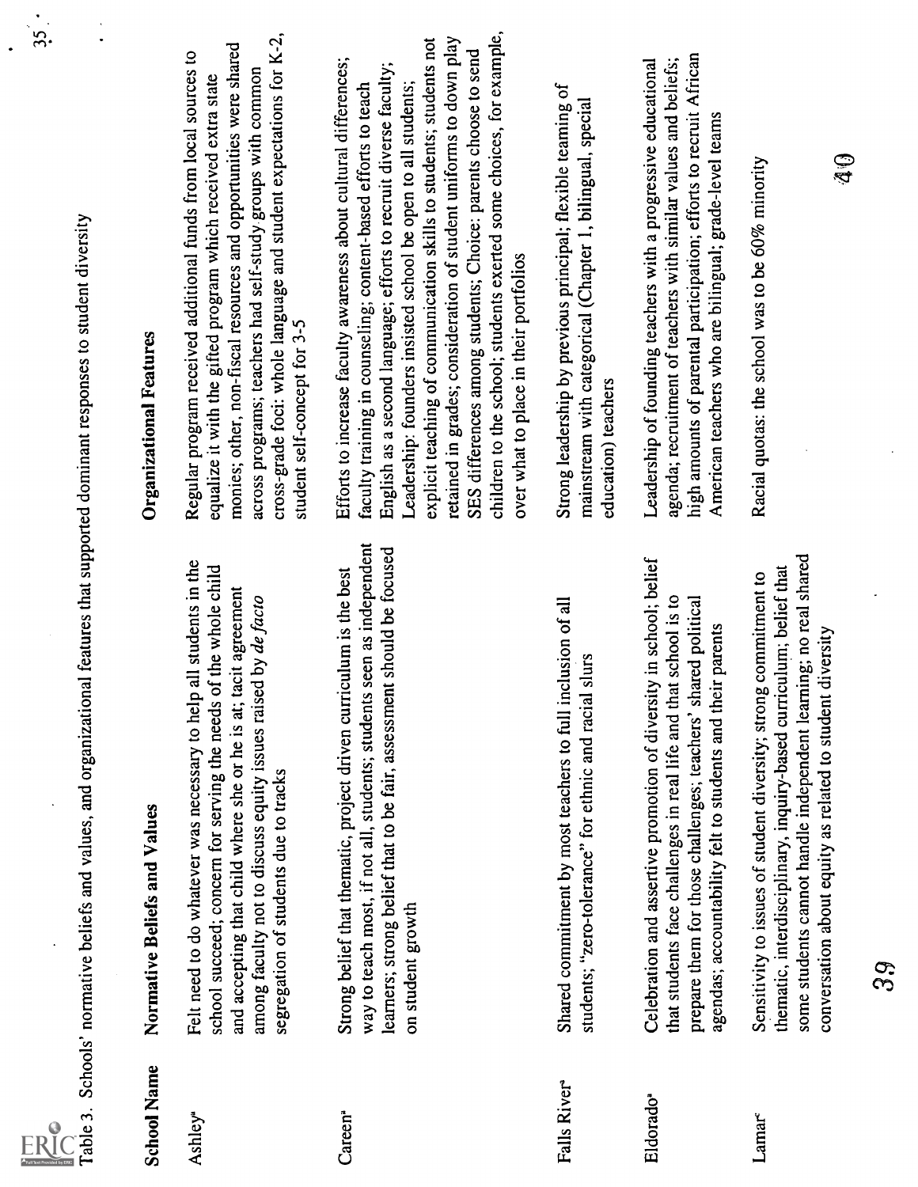Table 3. Schools' normative beliefs and values, and organizational features that supported dominant responses to student diversity

| School Name | Normative Beliefs and Values | Organizational Features |
|---|---|---|
| Ashley[a] | Felt need to do whatever was necessary to help all students in the school succeed; concern for serving the needs of the whole child and accepting that child where she or he is at; tacit agreement among faculty not to discuss equity issues raised by *de facto* segregation of students due to tracks | Regular program received additional funds from local sources to equalize it with the gifted program which received extra state monies; other, non-fiscal resources and opportunities were shared across programs; teachers had self-study groups with common cross-grade foci: whole language and student expectations for K-2, student self-concept for 3-5 |
| Careen[a] | Strong belief that thematic, project driven curriculum is the best way to teach most, if not all, students; students seen as independent learners; strong belief that to be fair, assessment should be focused on student growth | Efforts to increase faculty awareness about cultural differences; faculty training in counseling; content-based efforts to teach English as a second language; efforts to recruit diverse faculty; Leadership: founders insisted school be open to all students; explicit teaching of communication skills to students; students not retained in grades; consideration of student uniforms to down play SES differences among students; Choice: parents choose to send children to the school; students exerted some choices, for example, over what to place in their portfolios |
| Falls River[a] | Shared commitment by most teachers to full inclusion of all students; "zero-tolerance" for ethnic and racial slurs | Strong leadership by previous principal; flexible teaming of mainstream with categorical (Chapter 1, bilingual, special education) teachers |
| Eldorado[a] | Celebration and assertive promotion of diversity in school; belief that students face challenges in real life and that school is to prepare them for those challenges; teachers' shared political agendas; accountability felt to students and their parents | Leadership of founding teachers with a progressive educational agenda; recruitment of teachers with similar values and beliefs; high amounts of parental participation; efforts to recruit African American teachers who are bilingual; grade-level teams |
| Lamar[c] | Sensitivity to issues of student diversity; strong commitment to thematic, interdisciplinary, inquiry-based curriculum; belief that some students cannot handle independent learning; no real shared conversation about equity as related to student diversity | Racial quotas: the school was to be 60% minority |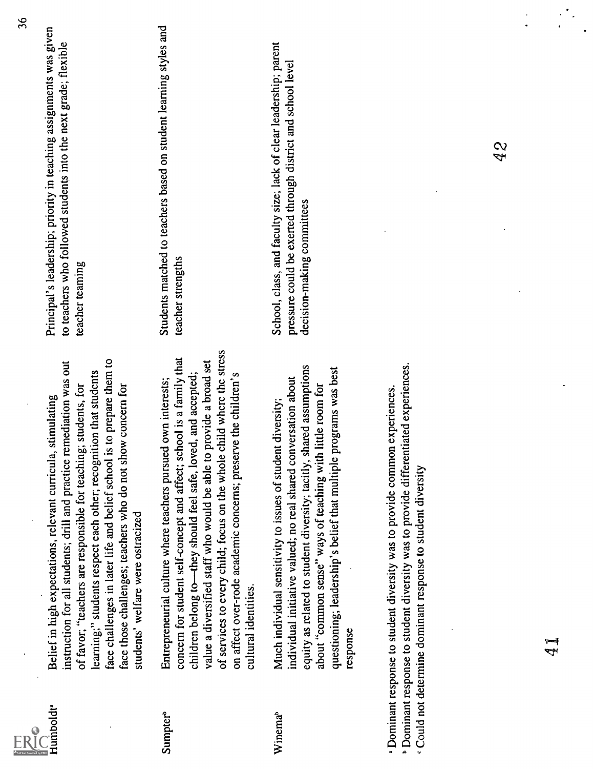| | | |
|---|---|---|
| Humboldt[a] | Belief in high expectations, relevant curricula, stimulating instruction for all students; drill and practice remediation was out of favor; "teachers are responsible for teaching; students, for learning;" students respect each other; recognition that students face challenges in later life and belief school is to prepare them to face those challenges; teachers who do not show concern for students' welfare were ostracized | Principal's leadership; priority in teaching assignments was given to teachers who followed students into the next grade; flexible teacher teaming |
| Sumpter[b] | Entrepreneurial culture where teachers pursued own interests; concern for student self-concept and affect; school is a family that children belong to—they should feel safe, loved, and accepted; value a diversified staff who would be able to provide a broad set of services to every child; focus on the whole child where the stress on affect over-rode academic concerns; preserve the children's cultural identities. | Students matched to teachers based on student learning styles and teacher strengths |
| Winema[b] | Much individual sensitivity to issues of student diversity; individual initiative valued; no real shared conversation about equity as related to student diversity; tacitly, shared assumptions about "common sense" ways of teaching with little room for questioning; leadership's belief that multiple programs was best response | School, class, and faculty size; lack of clear leadership; parent pressure could be exerted through district and school level decision-making committees |

[a] Dominant response to student diversity was to provide common experiences.
[b] Dominant response to student diversity was to provide differentiated experiences.
[c] Could not determine dominant response to student diversity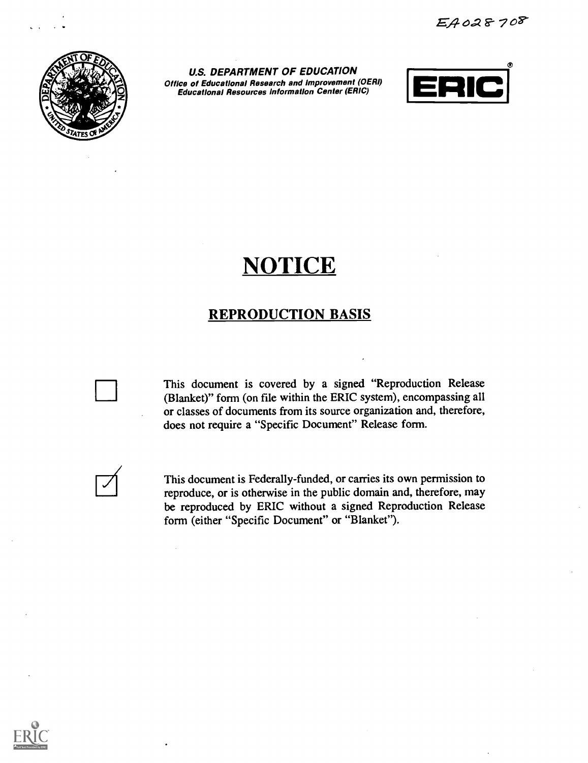EA028708

**U.S. DEPARTMENT OF EDUCATION**
*Office of Educational Research and Improvement (OERI)*
*Educational Resources Information Center (ERIC)*

ERIC

# NOTICE

## REPRODUCTION BASIS

☐ This document is covered by a signed "Reproduction Release (Blanket)" form (on file within the ERIC system), encompassing all or classes of documents from its source organization and, therefore, does not require a "Specific Document" Release form.

☑ This document is Federally-funded, or carries its own permission to reproduce, or is otherwise in the public domain and, therefore, may be reproduced by ERIC without a signed Reproduction Release form (either "Specific Document" or "Blanket").